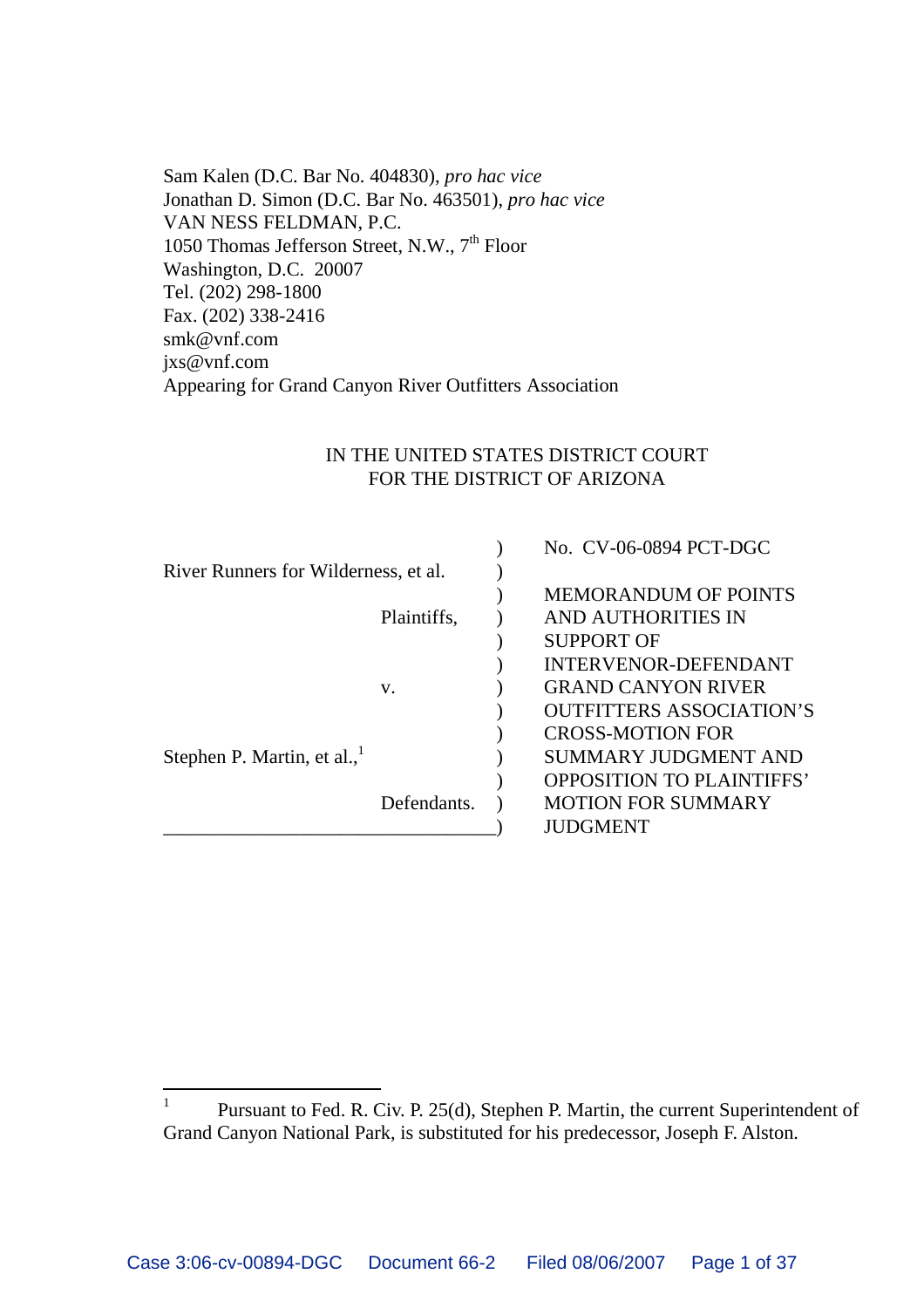Sam Kalen (D.C. Bar No. 404830), *pro hac vice*
Jonathan D. Simon (D.C. Bar No. 463501), *pro hac vice*
VAN NESS FELDMAN, P.C.
1050 Thomas Jefferson Street, N.W., 7th Floor
Washington, D.C. 20007
Tel. (202) 298-1800
Fax. (202) 338-2416
smk@vnf.com
jxs@vnf.com
Appearing for Grand Canyon River Outfitters Association

IN THE UNITED STATES DISTRICT COURT
FOR THE DISTRICT OF ARIZONA

| | |
|---|---|
| River Runners for Wilderness, et al. | No. CV-06-0894 PCT-DGC |
| Plaintiffs, | MEMORANDUM OF POINTS AND AUTHORITIES IN SUPPORT OF INTERVENOR-DEFENDANT GRAND CANYON RIVER OUTFITTERS ASSOCIATION'S CROSS-MOTION FOR SUMMARY JUDGMENT AND OPPOSITION TO PLAINTIFFS' MOTION FOR SUMMARY JUDGMENT |
| v. | |
| Stephen P. Martin, et al.,[1] | |
| Defendants. | |

[1] Pursuant to Fed. R. Civ. P. 25(d), Stephen P. Martin, the current Superintendent of Grand Canyon National Park, is substituted for his predecessor, Joseph F. Alston.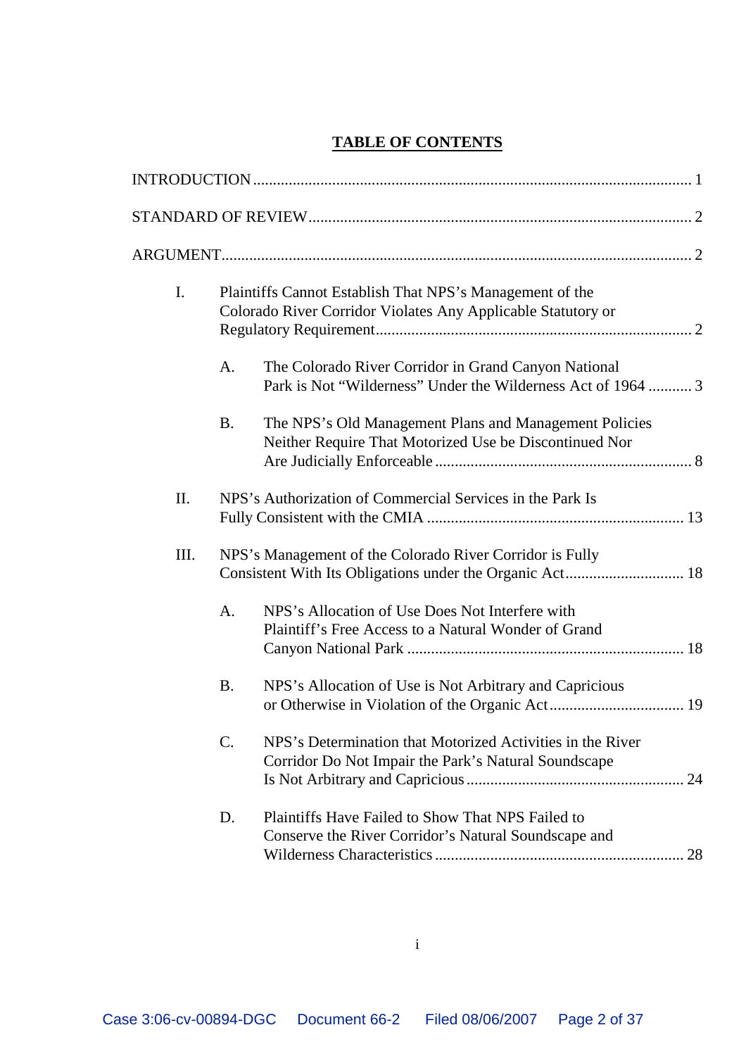# TABLE OF CONTENTS

INTRODUCTION ........................................................................................................... 1

STANDARD OF REVIEW.............................................................................................. 2

ARGUMENT.................................................................................................................... 2

I. Plaintiffs Cannot Establish That NPS's Management of the Colorado River Corridor Violates Any Applicable Statutory or Regulatory Requirement................................................................................ 2

  A. The Colorado River Corridor in Grand Canyon National Park is Not "Wilderness" Under the Wilderness Act of 1964 ........... 3

  B. The NPS's Old Management Plans and Management Policies Neither Require That Motorized Use be Discontinued Nor Are Judicially Enforceable ................................................................. 8

II. NPS's Authorization of Commercial Services in the Park Is Fully Consistent with the CMIA ................................................................ 13

III. NPS's Management of the Colorado River Corridor is Fully Consistent With Its Obligations under the Organic Act.............................. 18

  A. NPS's Allocation of Use Does Not Interfere with Plaintiff's Free Access to a Natural Wonder of Grand Canyon National Park ...................................................................... 18

  B. NPS's Allocation of Use is Not Arbitrary and Capricious or Otherwise in Violation of the Organic Act.................................. 19

  C. NPS's Determination that Motorized Activities in the River Corridor Do Not Impair the Park's Natural Soundscape Is Not Arbitrary and Capricious ....................................................... 24

  D. Plaintiffs Have Failed to Show That NPS Failed to Conserve the River Corridor's Natural Soundscape and Wilderness Characteristics ............................................................... 28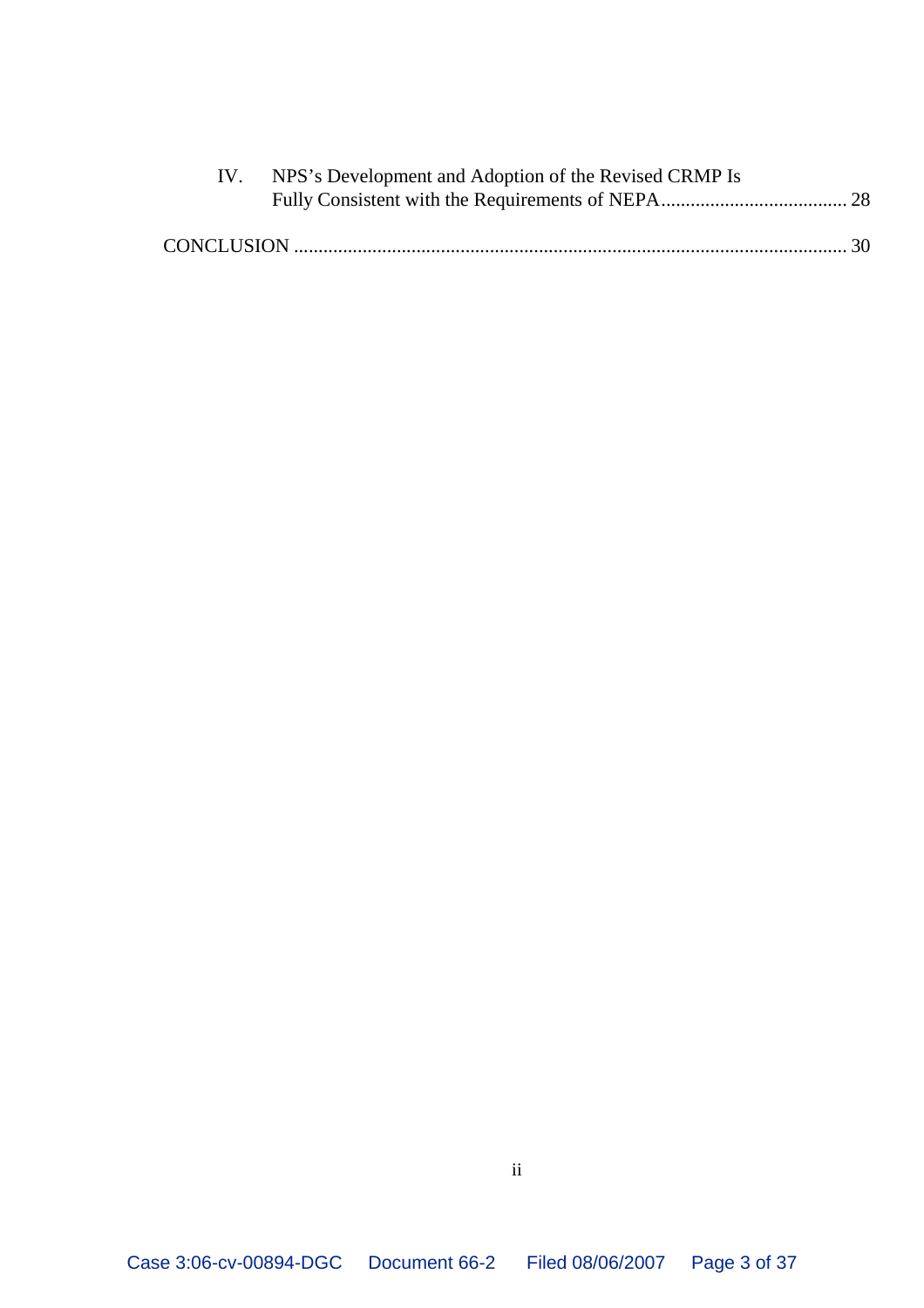IV. NPS's Development and Adoption of the Revised CRMP Is Fully Consistent with the Requirements of NEPA ...................................... 28

CONCLUSION ................................................................................................................ 30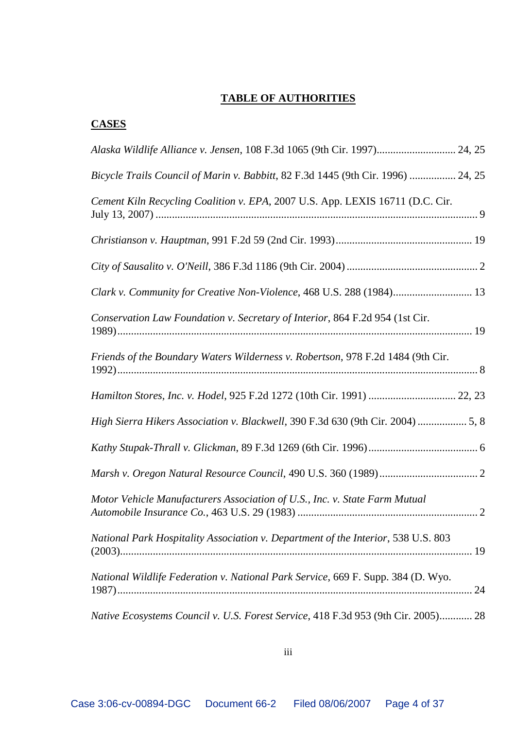# TABLE OF AUTHORITIES

## CASES

*Alaska Wildlife Alliance v. Jensen*, 108 F.3d 1065 (9th Cir. 1997)............................ 24, 25

*Bicycle Trails Council of Marin v. Babbitt*, 82 F.3d 1445 (9th Cir. 1996) ................ 24, 25

*Cement Kiln Recycling Coalition v. EPA*, 2007 U.S. App. LEXIS 16711 (D.C. Cir. July 13, 2007) ..................................................................................................... 9

*Christianson v. Hauptman*, 991 F.2d 59 (2nd Cir. 1993)................................................ 19

*City of Sausalito v. O'Neill*, 386 F.3d 1186 (9th Cir. 2004) ............................................... 2

*Clark v. Community for Creative Non-Violence*, 468 U.S. 288 (1984)............................ 13

*Conservation Law Foundation v. Secretary of Interior*, 864 F.2d 954 (1st Cir. 1989)................................................................................................................... 19

*Friends of the Boundary Waters Wilderness v. Robertson*, 978 F.2d 1484 (9th Cir. 1992)..................................................................................................................... 8

*Hamilton Stores, Inc. v. Hodel*, 925 F.2d 1272 (10th Cir. 1991) ............................... 22, 23

*High Sierra Hikers Association v. Blackwell*, 390 F.3d 630 (9th Cir. 2004) ................. 5, 8

*Kathy Stupak-Thrall v. Glickman*, 89 F.3d 1269 (6th Cir. 1996)....................................... 6

*Marsh v. Oregon Natural Resource Council*, 490 U.S. 360 (1989).................................... 2

*Motor Vehicle Manufacturers Association of U.S., Inc. v. State Farm Mutual Automobile Insurance Co.*, 463 U.S. 29 (1983) ................................................................. 2

*National Park Hospitality Association v. Department of the Interior*, 538 U.S. 803 (2003)................................................................................................................. 19

*National Wildlife Federation v. National Park Service*, 669 F. Supp. 384 (D. Wyo. 1987)................................................................................................................. 24

*Native Ecosystems Council v. U.S. Forest Service*, 418 F.3d 953 (9th Cir. 2005)............ 28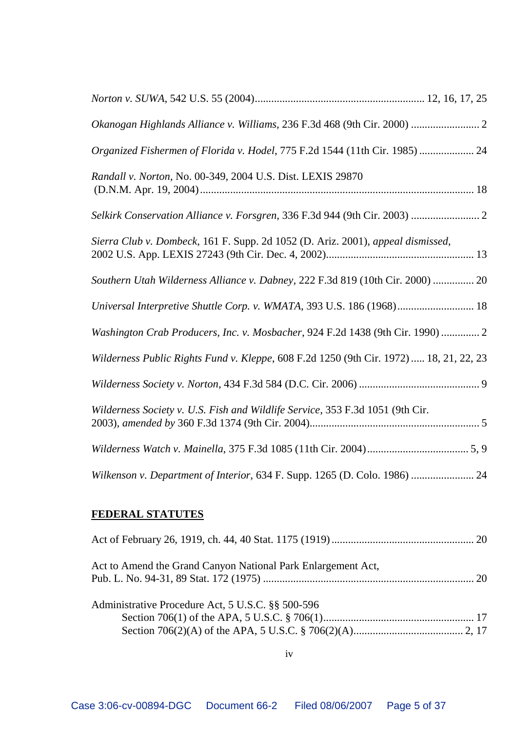*Norton v. SUWA*, 542 U.S. 55 (2004)............................................................ 12, 16, 17, 25

*Okanogan Highlands Alliance v. Williams*, 236 F.3d 468 (9th Cir. 2000) ......................... 2

*Organized Fishermen of Florida v. Hodel*, 775 F.2d 1544 (11th Cir. 1985) .................... 24

*Randall v. Norton*, No. 00-349, 2004 U.S. Dist. LEXIS 29870 (D.N.M. Apr. 19, 2004).................................................................................................. 18

*Selkirk Conservation Alliance v. Forsgren*, 336 F.3d 944 (9th Cir. 2003) ......................... 2

*Sierra Club v. Dombeck*, 161 F. Supp. 2d 1052 (D. Ariz. 2001), *appeal dismissed*, 2002 U.S. App. LEXIS 27243 (9th Cir. Dec. 4, 2002)..................................................... 13

*Southern Utah Wilderness Alliance v. Dabney*, 222 F.3d 819 (10th Cir. 2000) ............... 20

*Universal Interpretive Shuttle Corp. v. WMATA*, 393 U.S. 186 (1968)............................ 18

*Washington Crab Producers, Inc. v. Mosbacher*, 924 F.2d 1438 (9th Cir. 1990) ............. 2

*Wilderness Public Rights Fund v. Kleppe*, 608 F.2d 1250 (9th Cir. 1972)..... 18, 21, 22, 23

*Wilderness Society v. Norton*, 434 F.3d 584 (D.C. Cir. 2006) ............................................ 9

*Wilderness Society v. U.S. Fish and Wildlife Service*, 353 F.3d 1051 (9th Cir. 2003), *amended by* 360 F.3d 1374 (9th Cir. 2004)............................................................. 5

*Wilderness Watch v. Mainella*, 375 F.3d 1085 (11th Cir. 2004).................................... 5, 9

*Wilkenson v. Department of Interior*, 634 F. Supp. 1265 (D. Colo. 1986) ....................... 24

**FEDERAL STATUTES**

Act of February 26, 1919, ch. 44, 40 Stat. 1175 (1919).................................................... 20

Act to Amend the Grand Canyon National Park Enlargement Act, Pub. L. No. 94-31, 89 Stat. 172 (1975) ............................................................................ 20

Administrative Procedure Act, 5 U.S.C. §§ 500-596
- Section 706(1) of the APA, 5 U.S.C. § 706(1)...................................................... 17
- Section 706(2)(A) of the APA, 5 U.S.C. § 706(2)(A)........................................ 2, 17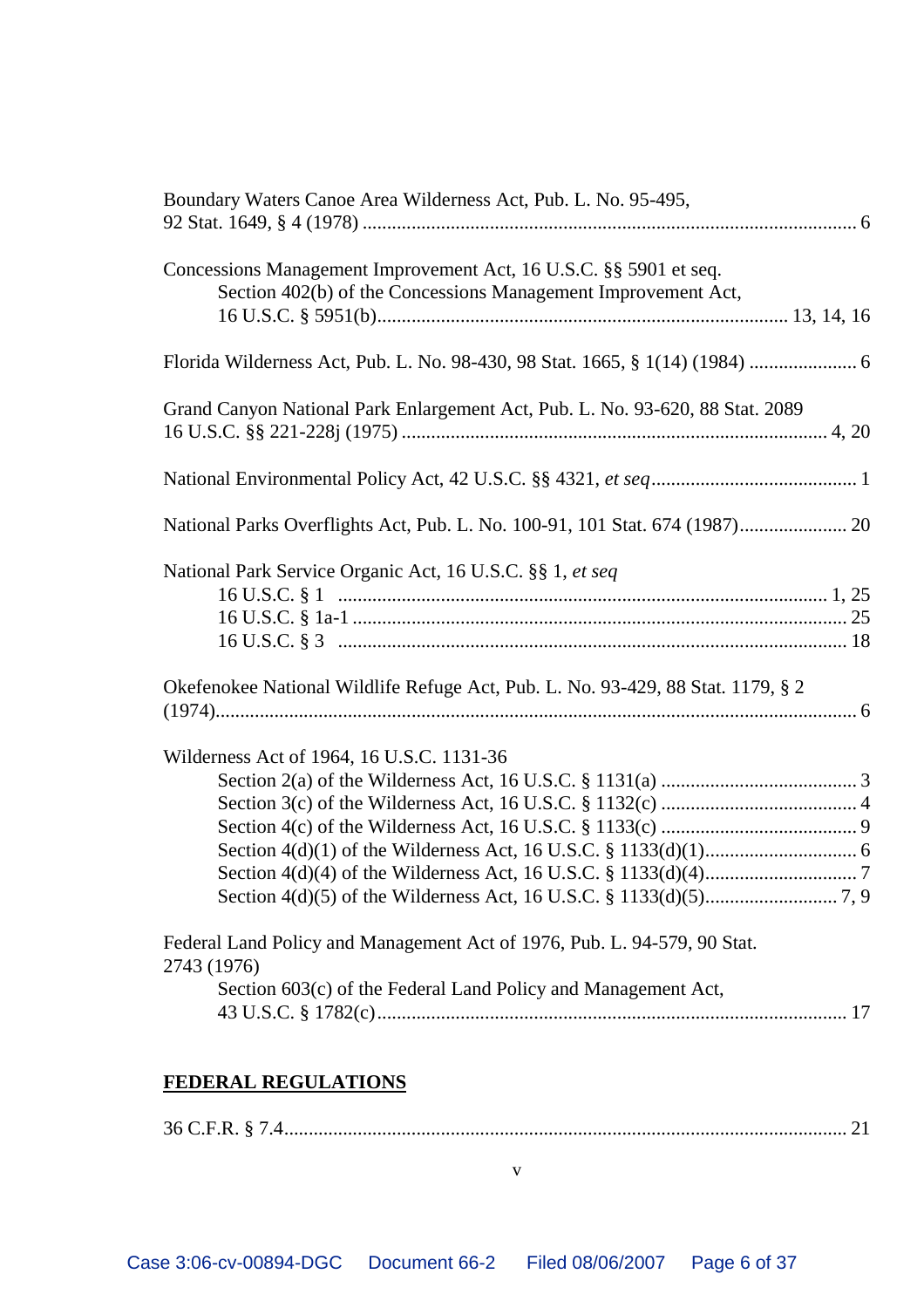Boundary Waters Canoe Area Wilderness Act, Pub. L. No. 95-495, 92 Stat. 1649, § 4 (1978) .................................................................................................... 6

Concessions Management Improvement Act, 16 U.S.C. §§ 5901 et seq.
    Section 402(b) of the Concessions Management Improvement Act, 16 U.S.C. § 5951(b)................................................................................... 13, 14, 16

Florida Wilderness Act, Pub. L. No. 98-430, 98 Stat. 1665, § 1(14) (1984) ...................... 6

Grand Canyon National Park Enlargement Act, Pub. L. No. 93-620, 88 Stat. 2089 16 U.S.C. §§ 221-228j (1975) ...................................................................................... 4, 20

National Environmental Policy Act, 42 U.S.C. §§ 4321, *et seq*.......................................... 1

National Parks Overflights Act, Pub. L. No. 100-91, 101 Stat. 674 (1987)...................... 20

National Park Service Organic Act, 16 U.S.C. §§ 1, *et seq*
    16 U.S.C. § 1 ................................................................................................... 1, 25
    16 U.S.C. § 1a-1 ..................................................................................................... 25
    16 U.S.C. § 3 ....................................................................................................... 18

Okefenokee National Wildlife Refuge Act, Pub. L. No. 93-429, 88 Stat. 1179, § 2 (1974)................................................................................................................................. 6

Wilderness Act of 1964, 16 U.S.C. 1131-36
    Section 2(a) of the Wilderness Act, 16 U.S.C. § 1131(a) ........................................ 3
    Section 3(c) of the Wilderness Act, 16 U.S.C. § 1132(c) ........................................ 4
    Section 4(c) of the Wilderness Act, 16 U.S.C. § 1133(c) ........................................ 9
    Section 4(d)(1) of the Wilderness Act, 16 U.S.C. § 1133(d)(1)............................... 6
    Section 4(d)(4) of the Wilderness Act, 16 U.S.C. § 1133(d)(4)............................... 7
    Section 4(d)(5) of the Wilderness Act, 16 U.S.C. § 1133(d)(5)........................... 7, 9

Federal Land Policy and Management Act of 1976, Pub. L. 94-579, 90 Stat. 2743 (1976)
    Section 603(c) of the Federal Land Policy and Management Act, 43 U.S.C. § 1782(c)............................................................................................... 17

**FEDERAL REGULATIONS**

36 C.F.R. § 7.4.................................................................................................................. 21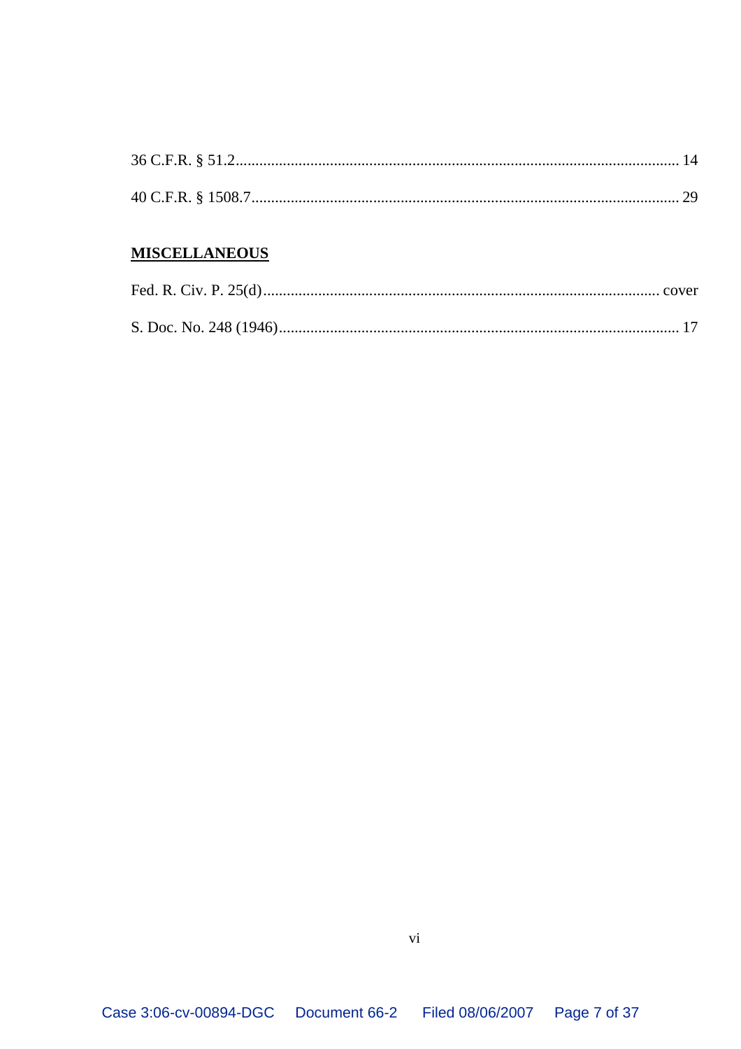36 C.F.R. § 51.2................................................................................................................ 14

40 C.F.R. § 1508.7............................................................................................................ 29

**MISCELLANEOUS**

Fed. R. Civ. P. 25(d)..................................................................................................... cover

S. Doc. No. 248 (1946)...................................................................................................... 17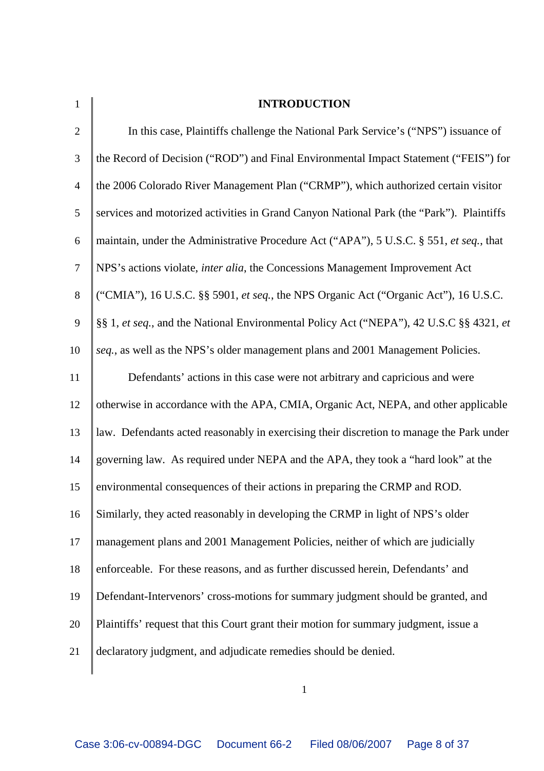## INTRODUCTION

In this case, Plaintiffs challenge the National Park Service's ("NPS") issuance of the Record of Decision ("ROD") and Final Environmental Impact Statement ("FEIS") for the 2006 Colorado River Management Plan ("CRMP"), which authorized certain visitor services and motorized activities in Grand Canyon National Park (the "Park"). Plaintiffs maintain, under the Administrative Procedure Act ("APA"), 5 U.S.C. § 551, *et seq.*, that NPS's actions violate, *inter alia*, the Concessions Management Improvement Act ("CMIA"), 16 U.S.C. §§ 5901, *et seq.*, the NPS Organic Act ("Organic Act"), 16 U.S.C. §§ 1, *et seq.*, and the National Environmental Policy Act ("NEPA"), 42 U.S.C §§ 4321, *et seq.*, as well as the NPS's older management plans and 2001 Management Policies.

Defendants' actions in this case were not arbitrary and capricious and were otherwise in accordance with the APA, CMIA, Organic Act, NEPA, and other applicable law. Defendants acted reasonably in exercising their discretion to manage the Park under governing law. As required under NEPA and the APA, they took a "hard look" at the environmental consequences of their actions in preparing the CRMP and ROD. Similarly, they acted reasonably in developing the CRMP in light of NPS's older management plans and 2001 Management Policies, neither of which are judicially enforceable. For these reasons, and as further discussed herein, Defendants' and Defendant-Intervenors' cross-motions for summary judgment should be granted, and Plaintiffs' request that this Court grant their motion for summary judgment, issue a declaratory judgment, and adjudicate remedies should be denied.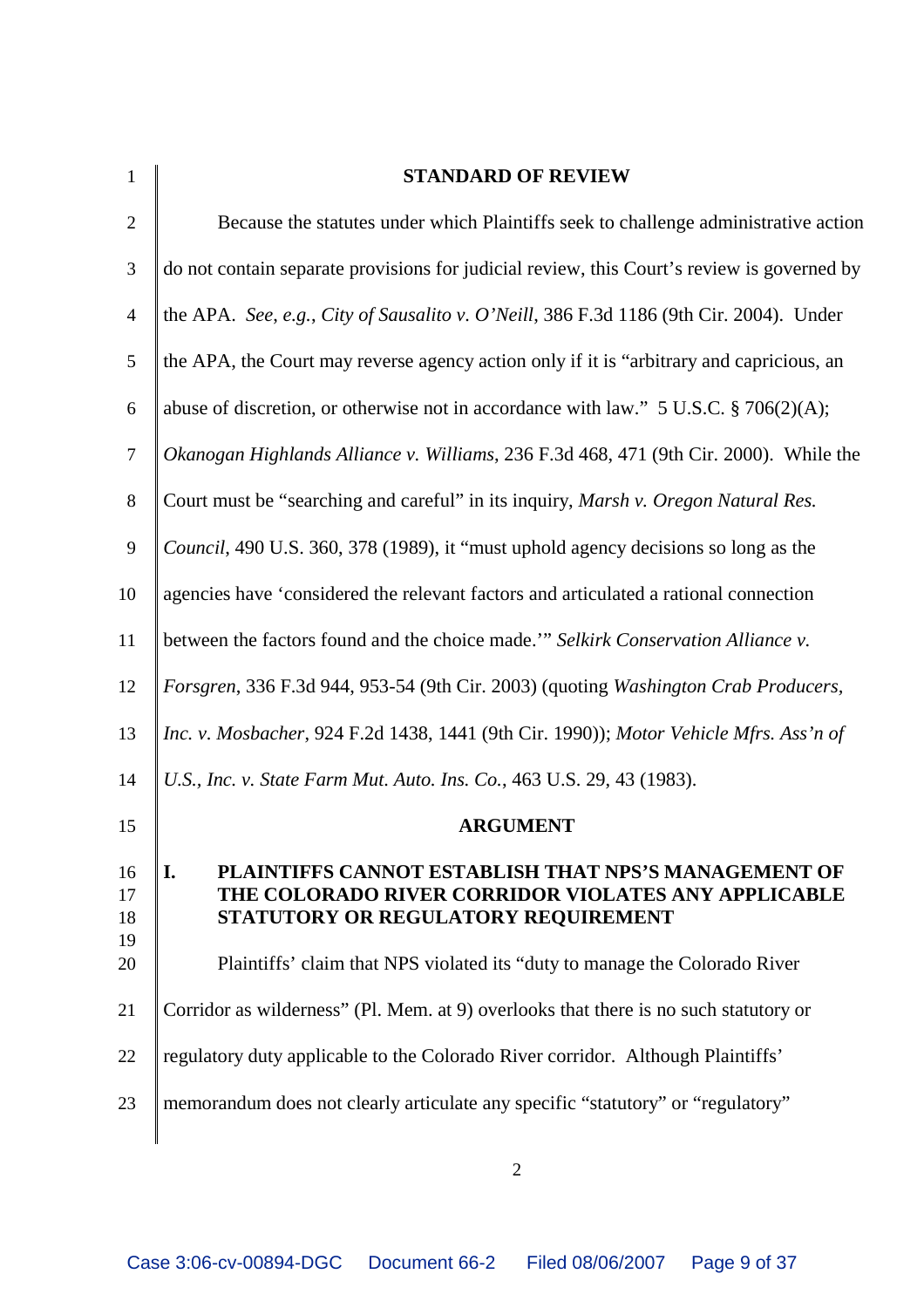## STANDARD OF REVIEW

Because the statutes under which Plaintiffs seek to challenge administrative action do not contain separate provisions for judicial review, this Court's review is governed by the APA. *See, e.g.*, *City of Sausalito v. O'Neill*, 386 F.3d 1186 (9th Cir. 2004). Under the APA, the Court may reverse agency action only if it is "arbitrary and capricious, an abuse of discretion, or otherwise not in accordance with law." 5 U.S.C. § 706(2)(A); *Okanogan Highlands Alliance v. Williams*, 236 F.3d 468, 471 (9th Cir. 2000). While the Court must be "searching and careful" in its inquiry, *Marsh v. Oregon Natural Res. Council*, 490 U.S. 360, 378 (1989), it "must uphold agency decisions so long as the agencies have 'considered the relevant factors and articulated a rational connection between the factors found and the choice made.'" *Selkirk Conservation Alliance v. Forsgren*, 336 F.3d 944, 953-54 (9th Cir. 2003) (quoting *Washington Crab Producers, Inc. v. Mosbacher*, 924 F.2d 1438, 1441 (9th Cir. 1990)); *Motor Vehicle Mfrs. Ass'n of U.S., Inc. v. State Farm Mut. Auto. Ins. Co.*, 463 U.S. 29, 43 (1983).

## ARGUMENT

### I. PLAINTIFFS CANNOT ESTABLISH THAT NPS'S MANAGEMENT OF THE COLORADO RIVER CORRIDOR VIOLATES ANY APPLICABLE STATUTORY OR REGULATORY REQUIREMENT

Plaintiffs' claim that NPS violated its "duty to manage the Colorado River Corridor as wilderness" (Pl. Mem. at 9) overlooks that there is no such statutory or regulatory duty applicable to the Colorado River corridor. Although Plaintiffs' memorandum does not clearly articulate any specific "statutory" or "regulatory"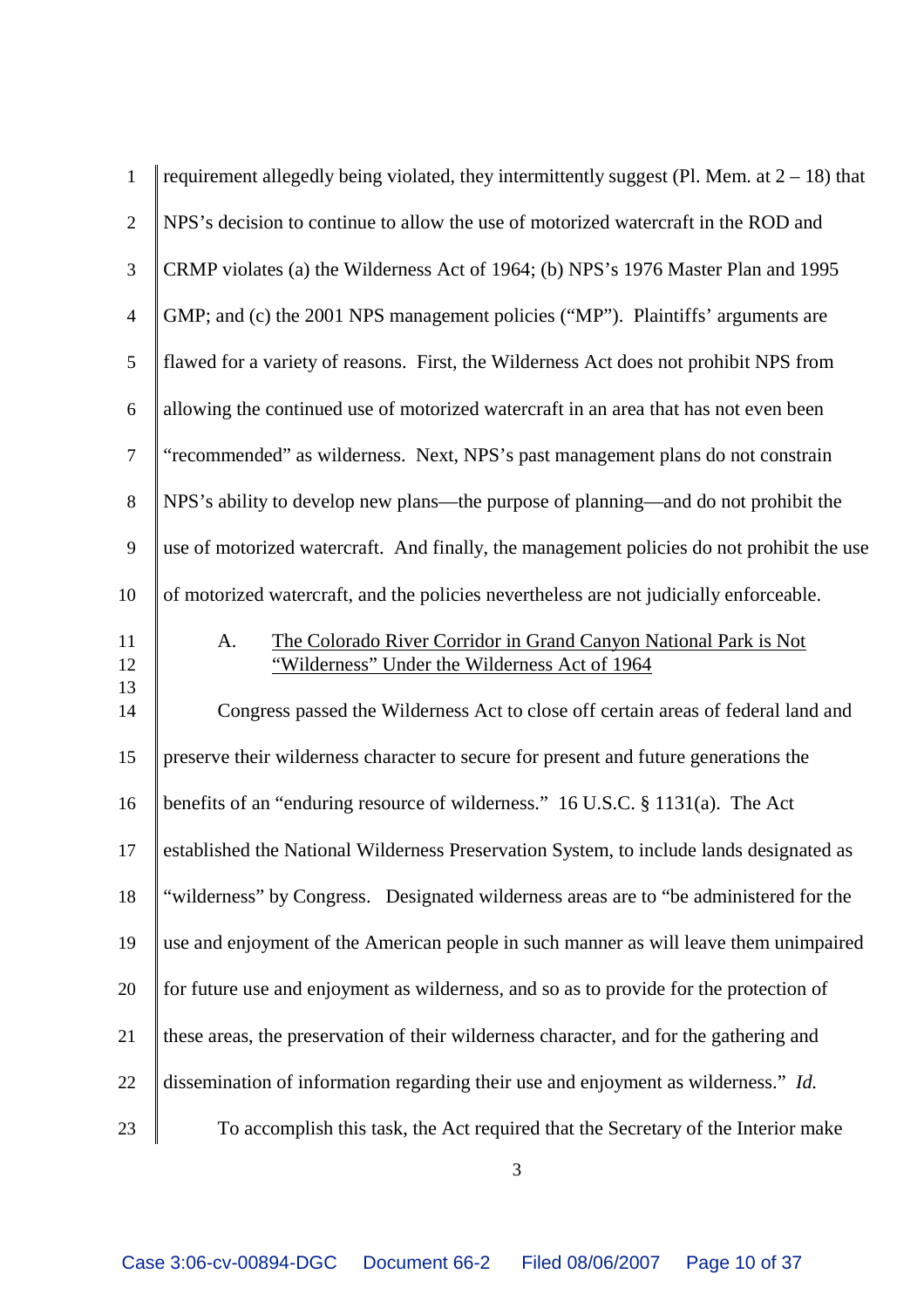requirement allegedly being violated, they intermittently suggest (Pl. Mem. at 2 – 18) that NPS's decision to continue to allow the use of motorized watercraft in the ROD and CRMP violates (a) the Wilderness Act of 1964; (b) NPS's 1976 Master Plan and 1995 GMP; and (c) the 2001 NPS management policies ("MP"). Plaintiffs' arguments are flawed for a variety of reasons. First, the Wilderness Act does not prohibit NPS from allowing the continued use of motorized watercraft in an area that has not even been "recommended" as wilderness. Next, NPS's past management plans do not constrain NPS's ability to develop new plans—the purpose of planning—and do not prohibit the use of motorized watercraft. And finally, the management policies do not prohibit the use of motorized watercraft, and the policies nevertheless are not judicially enforceable.

### A. The Colorado River Corridor in Grand Canyon National Park is Not "Wilderness" Under the Wilderness Act of 1964

Congress passed the Wilderness Act to close off certain areas of federal land and preserve their wilderness character to secure for present and future generations the benefits of an "enduring resource of wilderness." 16 U.S.C. § 1131(a). The Act established the National Wilderness Preservation System, to include lands designated as "wilderness" by Congress. Designated wilderness areas are to "be administered for the use and enjoyment of the American people in such manner as will leave them unimpaired for future use and enjoyment as wilderness, and so as to provide for the protection of these areas, the preservation of their wilderness character, and for the gathering and dissemination of information regarding their use and enjoyment as wilderness." *Id.*

To accomplish this task, the Act required that the Secretary of the Interior make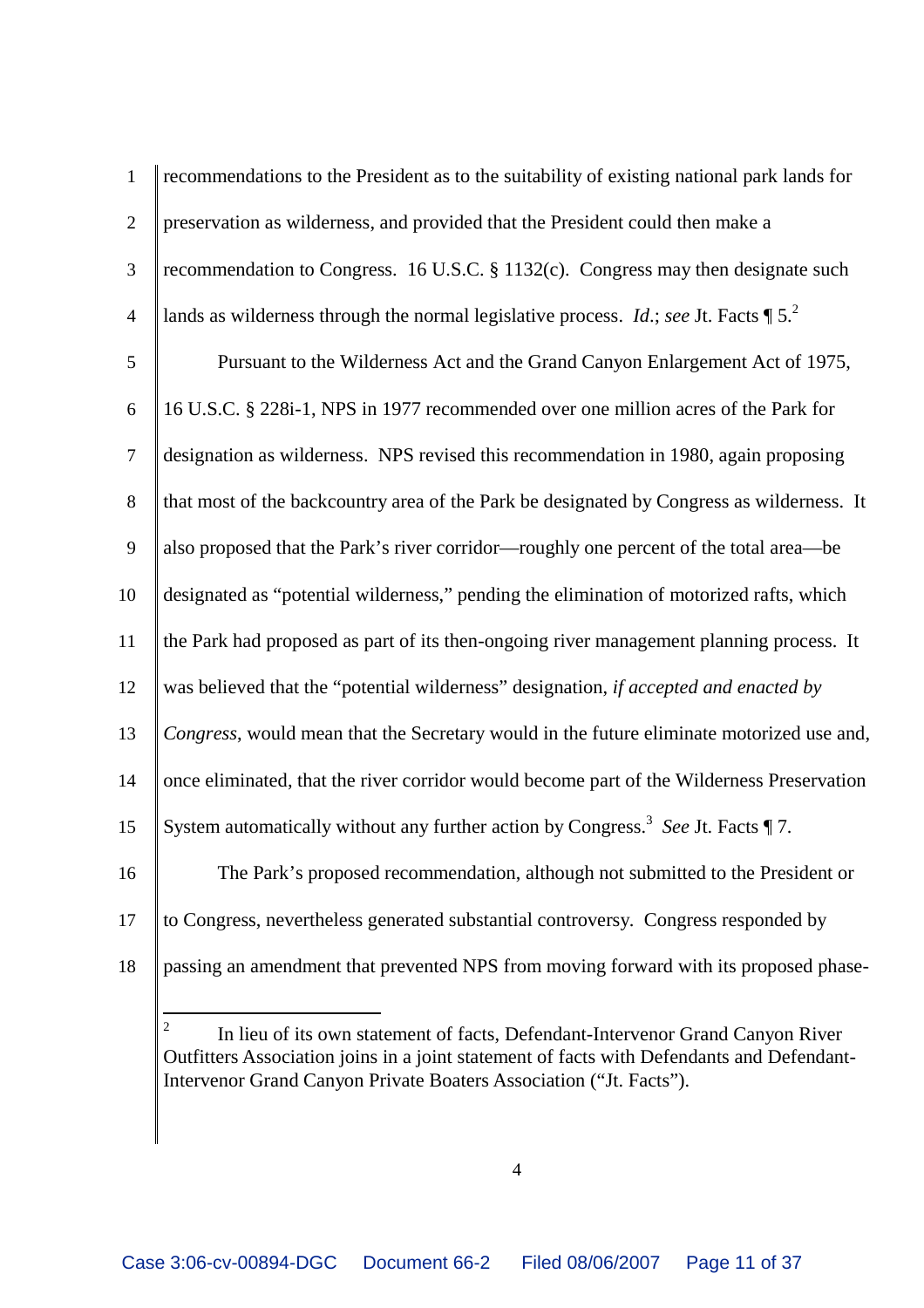recommendations to the President as to the suitability of existing national park lands for preservation as wilderness, and provided that the President could then make a recommendation to Congress. 16 U.S.C. § 1132(c). Congress may then designate such lands as wilderness through the normal legislative process. *Id.*; *see* Jt. Facts ¶ 5.[2]

Pursuant to the Wilderness Act and the Grand Canyon Enlargement Act of 1975, 16 U.S.C. § 228i-1, NPS in 1977 recommended over one million acres of the Park for designation as wilderness. NPS revised this recommendation in 1980, again proposing that most of the backcountry area of the Park be designated by Congress as wilderness. It also proposed that the Park's river corridor—roughly one percent of the total area—be designated as "potential wilderness," pending the elimination of motorized rafts, which the Park had proposed as part of its then-ongoing river management planning process. It was believed that the "potential wilderness" designation, *if accepted and enacted by Congress*, would mean that the Secretary would in the future eliminate motorized use and, once eliminated, that the river corridor would become part of the Wilderness Preservation System automatically without any further action by Congress.[3] *See* Jt. Facts ¶ 7.

The Park's proposed recommendation, although not submitted to the President or to Congress, nevertheless generated substantial controversy. Congress responded by passing an amendment that prevented NPS from moving forward with its proposed phase-

---

[2] In lieu of its own statement of facts, Defendant-Intervenor Grand Canyon River Outfitters Association joins in a joint statement of facts with Defendants and Defendant-Intervenor Grand Canyon Private Boaters Association ("Jt. Facts").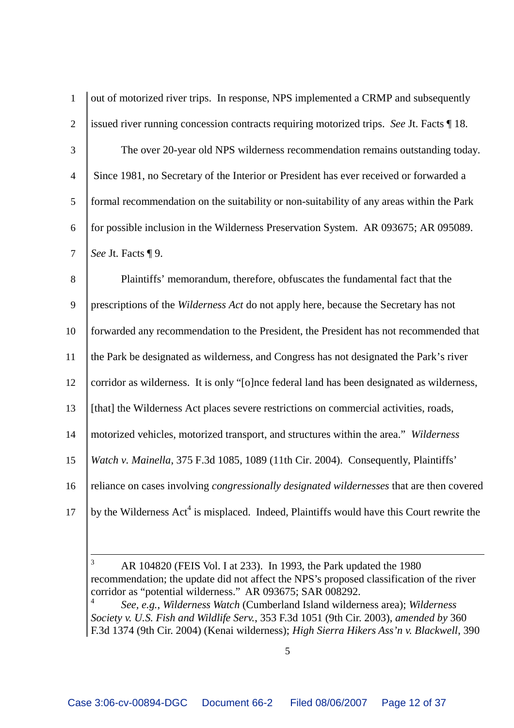out of motorized river trips. In response, NPS implemented a CRMP and subsequently issued river running concession contracts requiring motorized trips. *See* Jt. Facts ¶ 18.

The over 20-year old NPS wilderness recommendation remains outstanding today. Since 1981, no Secretary of the Interior or President has ever received or forwarded a formal recommendation on the suitability or non-suitability of any areas within the Park for possible inclusion in the Wilderness Preservation System. AR 093675; AR 095089. *See* Jt. Facts ¶ 9.

Plaintiffs' memorandum, therefore, obfuscates the fundamental fact that the prescriptions of the *Wilderness Act* do not apply here, because the Secretary has not forwarded any recommendation to the President, the President has not recommended that the Park be designated as wilderness, and Congress has not designated the Park's river corridor as wilderness. It is only "[o]nce federal land has been designated as wilderness, [that] the Wilderness Act places severe restrictions on commercial activities, roads, motorized vehicles, motorized transport, and structures within the area." *Wilderness Watch v. Mainella*, 375 F.3d 1085, 1089 (11th Cir. 2004). Consequently, Plaintiffs' reliance on cases involving *congressionally designated wildernesses* that are then covered by the Wilderness Act[4] is misplaced. Indeed, Plaintiffs would have this Court rewrite the

---

[3] AR 104820 (FEIS Vol. I at 233). In 1993, the Park updated the 1980 recommendation; the update did not affect the NPS's proposed classification of the river corridor as "potential wilderness." AR 093675; SAR 008292.

[4] *See, e.g.*, *Wilderness Watch* (Cumberland Island wilderness area); *Wilderness Society v. U.S. Fish and Wildlife Serv.*, 353 F.3d 1051 (9th Cir. 2003), *amended by* 360 F.3d 1374 (9th Cir. 2004) (Kenai wilderness); *High Sierra Hikers Ass'n v. Blackwell*, 390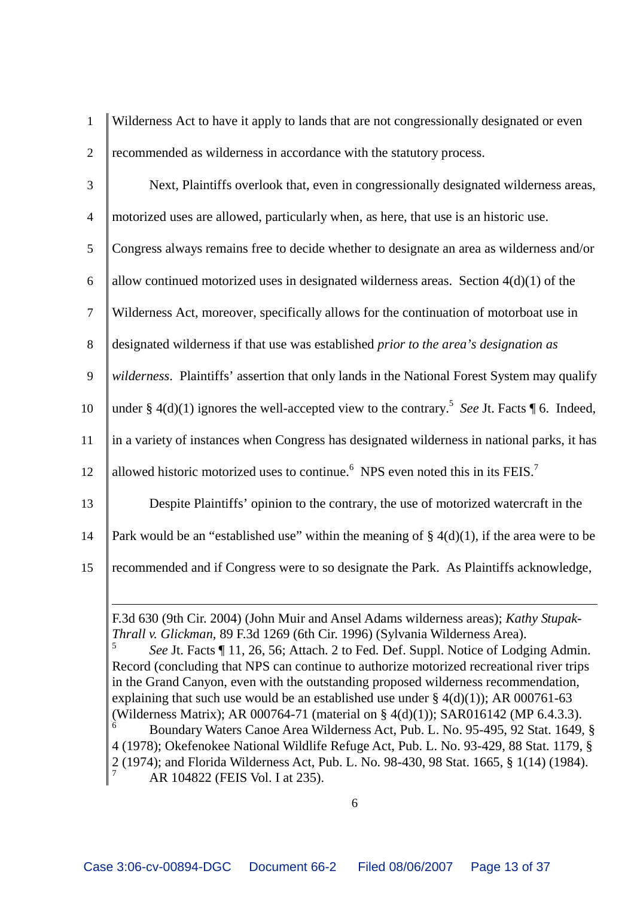Wilderness Act to have it apply to lands that are not congressionally designated or even recommended as wilderness in accordance with the statutory process.

Next, Plaintiffs overlook that, even in congressionally designated wilderness areas, motorized uses are allowed, particularly when, as here, that use is an historic use. Congress always remains free to decide whether to designate an area as wilderness and/or allow continued motorized uses in designated wilderness areas. Section 4(d)(1) of the Wilderness Act, moreover, specifically allows for the continuation of motorboat use in designated wilderness if that use was established *prior to the area's designation as wilderness*. Plaintiffs' assertion that only lands in the National Forest System may qualify under § 4(d)(1) ignores the well-accepted view to the contrary.[5] *See* Jt. Facts ¶ 6. Indeed, in a variety of instances when Congress has designated wilderness in national parks, it has allowed historic motorized uses to continue.[6] NPS even noted this in its FEIS.[7]

Despite Plaintiffs' opinion to the contrary, the use of motorized watercraft in the Park would be an "established use" within the meaning of § 4(d)(1), if the area were to be recommended and if Congress were to so designate the Park. As Plaintiffs acknowledge,

---

F.3d 630 (9th Cir. 2004) (John Muir and Ansel Adams wilderness areas); *Kathy Stupak-Thrall v. Glickman*, 89 F.3d 1269 (6th Cir. 1996) (Sylvania Wilderness Area).

[5] *See* Jt. Facts ¶ 11, 26, 56; Attach. 2 to Fed. Def. Suppl. Notice of Lodging Admin. Record (concluding that NPS can continue to authorize motorized recreational river trips in the Grand Canyon, even with the outstanding proposed wilderness recommendation, explaining that such use would be an established use under § 4(d)(1)); AR 000761-63 (Wilderness Matrix); AR 000764-71 (material on § 4(d)(1)); SAR016142 (MP 6.4.3.3).

[6] Boundary Waters Canoe Area Wilderness Act, Pub. L. No. 95-495, 92 Stat. 1649, § 4 (1978); Okefenokee National Wildlife Refuge Act, Pub. L. No. 93-429, 88 Stat. 1179, § 2 (1974); and Florida Wilderness Act, Pub. L. No. 98-430, 98 Stat. 1665, § 1(14) (1984).

[7] AR 104822 (FEIS Vol. I at 235).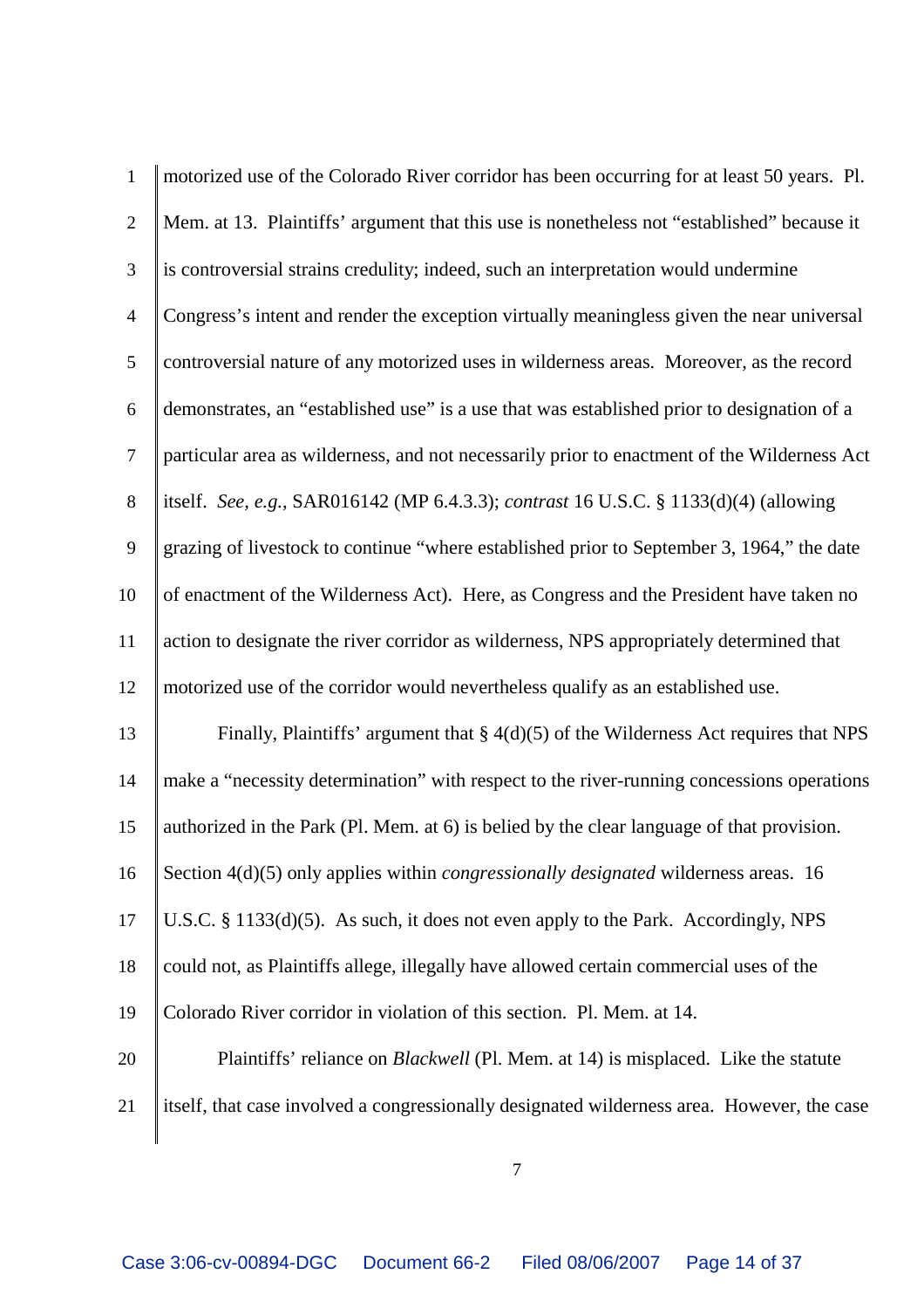motorized use of the Colorado River corridor has been occurring for at least 50 years. Pl. Mem. at 13. Plaintiffs' argument that this use is nonetheless not "established" because it is controversial strains credulity; indeed, such an interpretation would undermine Congress's intent and render the exception virtually meaningless given the near universal controversial nature of any motorized uses in wilderness areas. Moreover, as the record demonstrates, an "established use" is a use that was established prior to designation of a particular area as wilderness, and not necessarily prior to enactment of the Wilderness Act itself. *See*, *e.g.*, SAR016142 (MP 6.4.3.3); *contrast* 16 U.S.C. § 1133(d)(4) (allowing grazing of livestock to continue "where established prior to September 3, 1964," the date of enactment of the Wilderness Act). Here, as Congress and the President have taken no action to designate the river corridor as wilderness, NPS appropriately determined that motorized use of the corridor would nevertheless qualify as an established use.

Finally, Plaintiffs' argument that § 4(d)(5) of the Wilderness Act requires that NPS make a "necessity determination" with respect to the river-running concessions operations authorized in the Park (Pl. Mem. at 6) is belied by the clear language of that provision. Section 4(d)(5) only applies within *congressionally designated* wilderness areas. 16 U.S.C. § 1133(d)(5). As such, it does not even apply to the Park. Accordingly, NPS could not, as Plaintiffs allege, illegally have allowed certain commercial uses of the Colorado River corridor in violation of this section. Pl. Mem. at 14.

Plaintiffs' reliance on *Blackwell* (Pl. Mem. at 14) is misplaced. Like the statute itself, that case involved a congressionally designated wilderness area. However, the case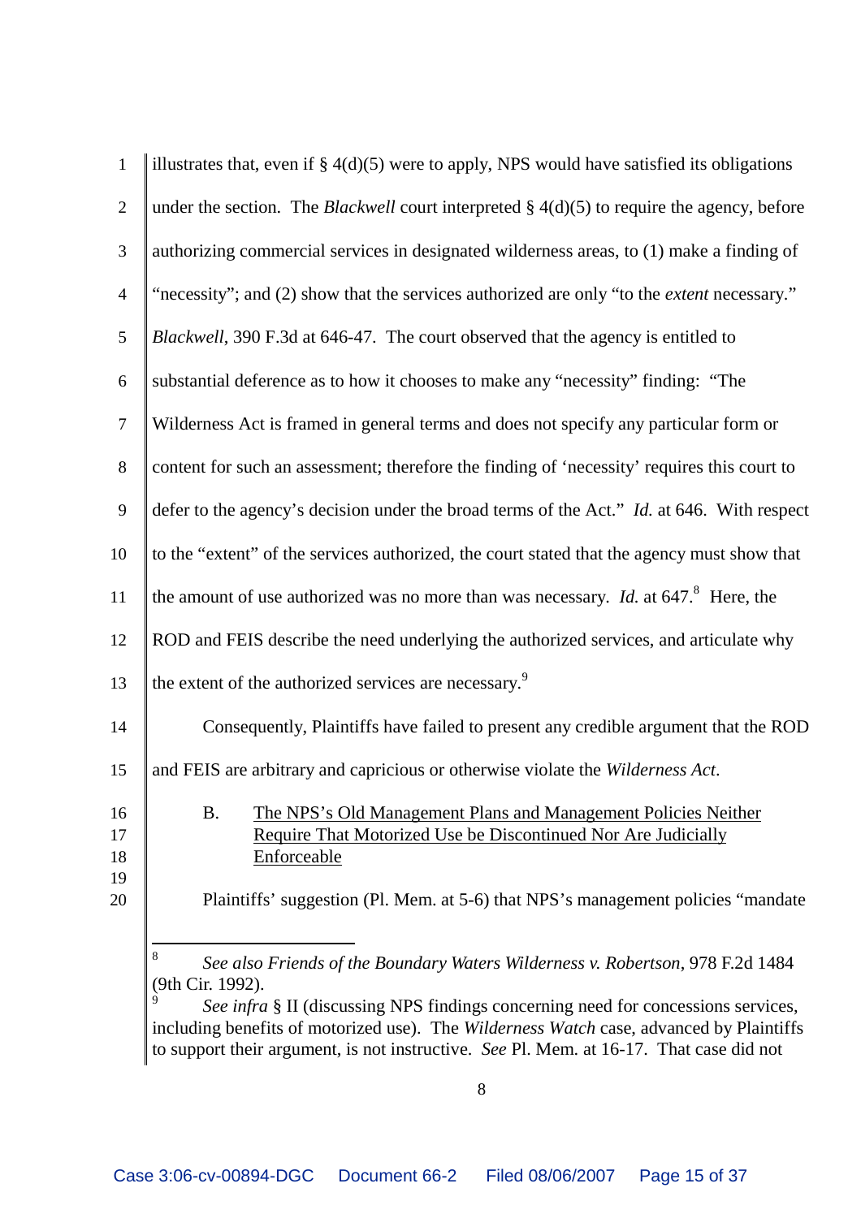illustrates that, even if § 4(d)(5) were to apply, NPS would have satisfied its obligations under the section. The *Blackwell* court interpreted § 4(d)(5) to require the agency, before authorizing commercial services in designated wilderness areas, to (1) make a finding of "necessity"; and (2) show that the services authorized are only "to the *extent* necessary." *Blackwell*, 390 F.3d at 646-47. The court observed that the agency is entitled to substantial deference as to how it chooses to make any "necessity" finding: "The Wilderness Act is framed in general terms and does not specify any particular form or content for such an assessment; therefore the finding of 'necessity' requires this court to defer to the agency's decision under the broad terms of the Act." *Id.* at 646. With respect to the "extent" of the services authorized, the court stated that the agency must show that the amount of use authorized was no more than was necessary. *Id.* at 647.[8] Here, the ROD and FEIS describe the need underlying the authorized services, and articulate why the extent of the authorized services are necessary.[9]

Consequently, Plaintiffs have failed to present any credible argument that the ROD and FEIS are arbitrary and capricious or otherwise violate the *Wilderness Act*.

B. The NPS's Old Management Plans and Management Policies Neither Require That Motorized Use be Discontinued Nor Are Judicially Enforceable

Plaintiffs' suggestion (Pl. Mem. at 5-6) that NPS's management policies "mandate

---

[8] *See also Friends of the Boundary Waters Wilderness v. Robertson*, 978 F.2d 1484 (9th Cir. 1992).

[9] *See infra* § II (discussing NPS findings concerning need for concessions services, including benefits of motorized use). The *Wilderness Watch* case, advanced by Plaintiffs to support their argument, is not instructive. *See* Pl. Mem. at 16-17. That case did not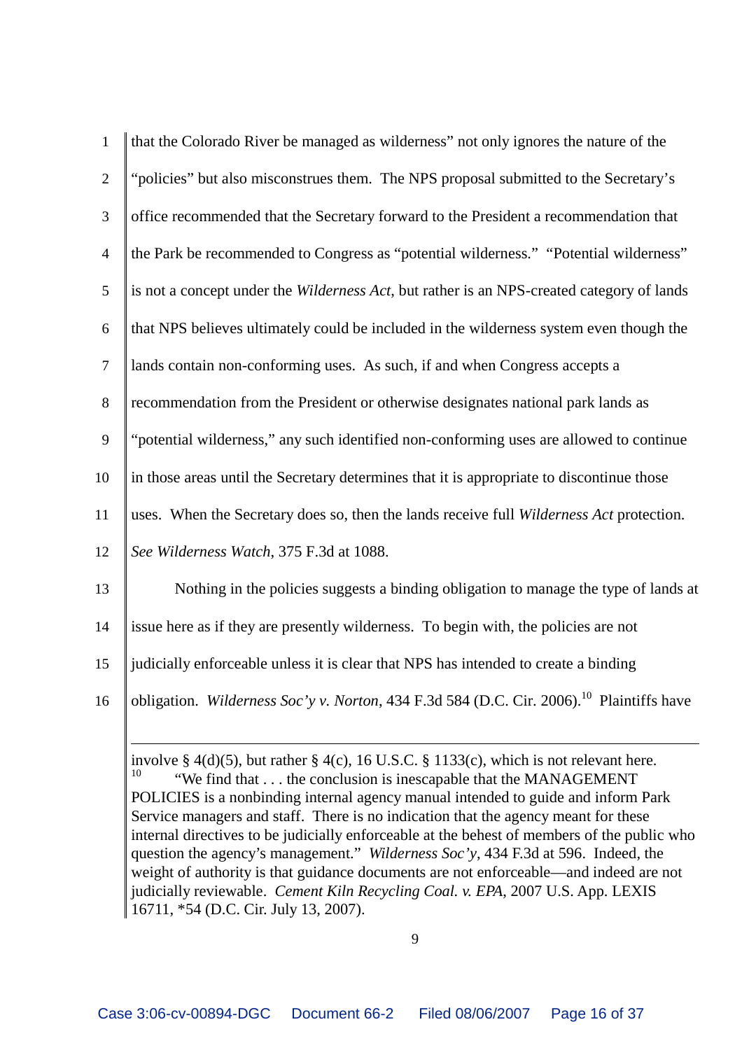that the Colorado River be managed as wilderness" not only ignores the nature of the "policies" but also misconstrues them. The NPS proposal submitted to the Secretary's office recommended that the Secretary forward to the President a recommendation that the Park be recommended to Congress as "potential wilderness." "Potential wilderness" is not a concept under the *Wilderness Act*, but rather is an NPS-created category of lands that NPS believes ultimately could be included in the wilderness system even though the lands contain non-conforming uses. As such, if and when Congress accepts a recommendation from the President or otherwise designates national park lands as "potential wilderness," any such identified non-conforming uses are allowed to continue in those areas until the Secretary determines that it is appropriate to discontinue those uses. When the Secretary does so, then the lands receive full *Wilderness Act* protection. *See Wilderness Watch*, 375 F.3d at 1088.

Nothing in the policies suggests a binding obligation to manage the type of lands at issue here as if they are presently wilderness. To begin with, the policies are not judicially enforceable unless it is clear that NPS has intended to create a binding obligation. *Wilderness Soc'y v. Norton*, 434 F.3d 584 (D.C. Cir. 2006).[10] Plaintiffs have

---

involve § 4(d)(5), but rather § 4(c), 16 U.S.C. § 1133(c), which is not relevant here.

[10] "We find that . . . the conclusion is inescapable that the MANAGEMENT POLICIES is a nonbinding internal agency manual intended to guide and inform Park Service managers and staff. There is no indication that the agency meant for these internal directives to be judicially enforceable at the behest of members of the public who question the agency's management." *Wilderness Soc'y*, 434 F.3d at 596. Indeed, the weight of authority is that guidance documents are not enforceable—and indeed are not judicially reviewable. *Cement Kiln Recycling Coal. v. EPA*, 2007 U.S. App. LEXIS 16711, *54 (D.C. Cir. July 13, 2007).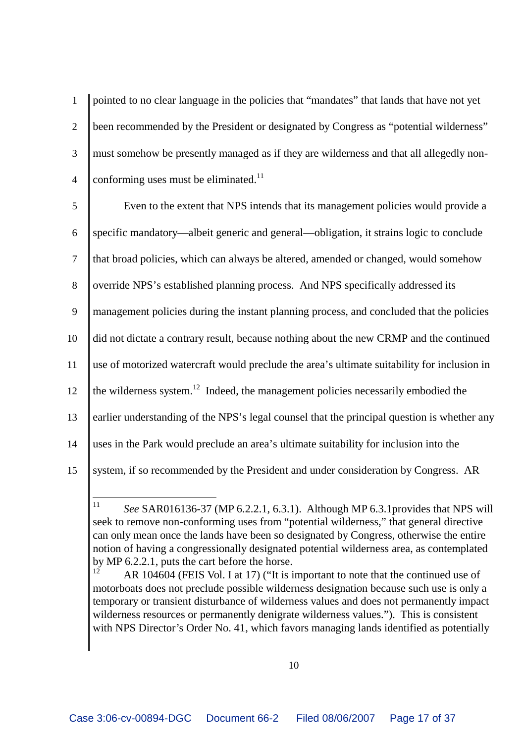pointed to no clear language in the policies that "mandates" that lands that have not yet been recommended by the President or designated by Congress as "potential wilderness" must somehow be presently managed as if they are wilderness and that all allegedly non-conforming uses must be eliminated.[11]

Even to the extent that NPS intends that its management policies would provide a specific mandatory—albeit generic and general—obligation, it strains logic to conclude that broad policies, which can always be altered, amended or changed, would somehow override NPS's established planning process. And NPS specifically addressed its management policies during the instant planning process, and concluded that the policies did not dictate a contrary result, because nothing about the new CRMP and the continued use of motorized watercraft would preclude the area's ultimate suitability for inclusion in the wilderness system.[12] Indeed, the management policies necessarily embodied the earlier understanding of the NPS's legal counsel that the principal question is whether any uses in the Park would preclude an area's ultimate suitability for inclusion into the system, if so recommended by the President and under consideration by Congress. AR

---

[11] *See* SAR016136-37 (MP 6.2.2.1, 6.3.1). Although MP 6.3.1provides that NPS will seek to remove non-conforming uses from "potential wilderness," that general directive can only mean once the lands have been so designated by Congress, otherwise the entire notion of having a congressionally designated potential wilderness area, as contemplated by MP 6.2.2.1, puts the cart before the horse.

[12] AR 104604 (FEIS Vol. I at 17) ("It is important to note that the continued use of motorboats does not preclude possible wilderness designation because such use is only a temporary or transient disturbance of wilderness values and does not permanently impact wilderness resources or permanently denigrate wilderness values."). This is consistent with NPS Director's Order No. 41, which favors managing lands identified as potentially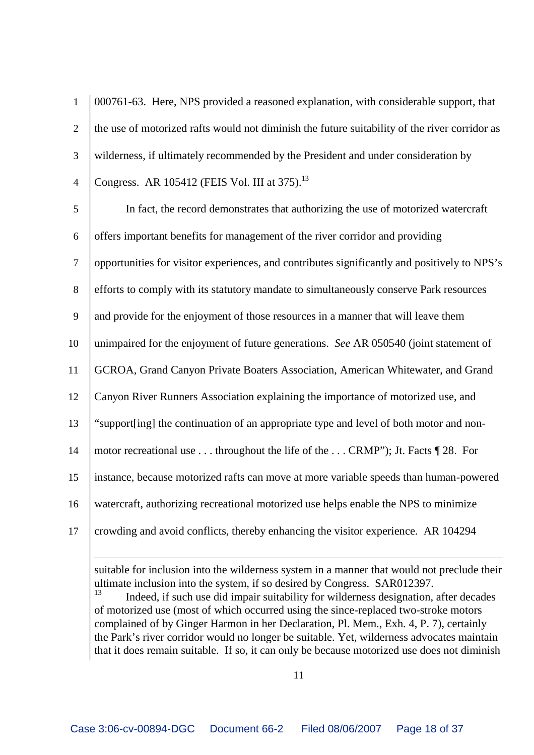000761-63. Here, NPS provided a reasoned explanation, with considerable support, that the use of motorized rafts would not diminish the future suitability of the river corridor as wilderness, if ultimately recommended by the President and under consideration by Congress. AR 105412 (FEIS Vol. III at 375).[13]

In fact, the record demonstrates that authorizing the use of motorized watercraft offers important benefits for management of the river corridor and providing opportunities for visitor experiences, and contributes significantly and positively to NPS's efforts to comply with its statutory mandate to simultaneously conserve Park resources and provide for the enjoyment of those resources in a manner that will leave them unimpaired for the enjoyment of future generations. *See* AR 050540 (joint statement of GCROA, Grand Canyon Private Boaters Association, American Whitewater, and Grand Canyon River Runners Association explaining the importance of motorized use, and "support[ing] the continuation of an appropriate type and level of both motor and non-motor recreational use . . . throughout the life of the . . . CRMP"); Jt. Facts ¶ 28. For instance, because motorized rafts can move at more variable speeds than human-powered watercraft, authorizing recreational motorized use helps enable the NPS to minimize crowding and avoid conflicts, thereby enhancing the visitor experience. AR 104294

---

suitable for inclusion into the wilderness system in a manner that would not preclude their ultimate inclusion into the system, if so desired by Congress. SAR012397.

[13] Indeed, if such use did impair suitability for wilderness designation, after decades of motorized use (most of which occurred using the since-replaced two-stroke motors complained of by Ginger Harmon in her Declaration, Pl. Mem., Exh. 4, P. 7), certainly the Park's river corridor would no longer be suitable. Yet, wilderness advocates maintain that it does remain suitable. If so, it can only be because motorized use does not diminish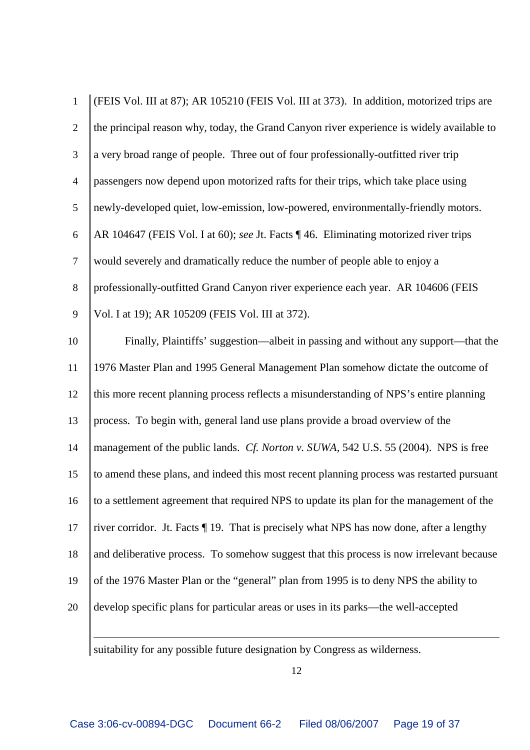(FEIS Vol. III at 87); AR 105210 (FEIS Vol. III at 373). In addition, motorized trips are the principal reason why, today, the Grand Canyon river experience is widely available to a very broad range of people. Three out of four professionally-outfitted river trip passengers now depend upon motorized rafts for their trips, which take place using newly-developed quiet, low-emission, low-powered, environmentally-friendly motors. AR 104647 (FEIS Vol. I at 60); *see* Jt. Facts ¶ 46. Eliminating motorized river trips would severely and dramatically reduce the number of people able to enjoy a professionally-outfitted Grand Canyon river experience each year. AR 104606 (FEIS Vol. I at 19); AR 105209 (FEIS Vol. III at 372).

Finally, Plaintiffs' suggestion—albeit in passing and without any support—that the 1976 Master Plan and 1995 General Management Plan somehow dictate the outcome of this more recent planning process reflects a misunderstanding of NPS's entire planning process. To begin with, general land use plans provide a broad overview of the management of the public lands. *Cf. Norton v. SUWA*, 542 U.S. 55 (2004). NPS is free to amend these plans, and indeed this most recent planning process was restarted pursuant to a settlement agreement that required NPS to update its plan for the management of the river corridor. Jt. Facts ¶ 19. That is precisely what NPS has now done, after a lengthy and deliberative process. To somehow suggest that this process is now irrelevant because of the 1976 Master Plan or the "general" plan from 1995 is to deny NPS the ability to develop specific plans for particular areas or uses in its parks—the well-accepted

---

suitability for any possible future designation by Congress as wilderness.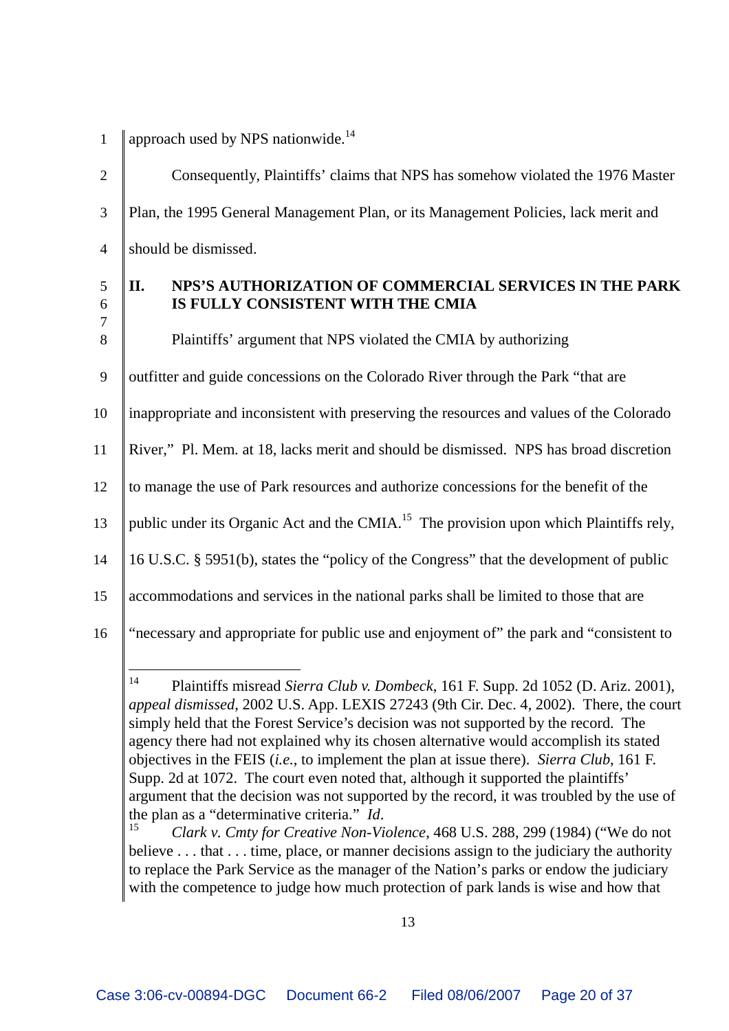approach used by NPS nationwide.[14]

Consequently, Plaintiffs' claims that NPS has somehow violated the 1976 Master Plan, the 1995 General Management Plan, or its Management Policies, lack merit and should be dismissed.

## II. NPS'S AUTHORIZATION OF COMMERCIAL SERVICES IN THE PARK IS FULLY CONSISTENT WITH THE CMIA

Plaintiffs' argument that NPS violated the CMIA by authorizing outfitter and guide concessions on the Colorado River through the Park "that are inappropriate and inconsistent with preserving the resources and values of the Colorado River," Pl. Mem. at 18, lacks merit and should be dismissed. NPS has broad discretion to manage the use of Park resources and authorize concessions for the benefit of the public under its Organic Act and the CMIA.[15] The provision upon which Plaintiffs rely, 16 U.S.C. § 5951(b), states the "policy of the Congress" that the development of public accommodations and services in the national parks shall be limited to those that are "necessary and appropriate for public use and enjoyment of" the park and "consistent to

---

[14] Plaintiffs misread *Sierra Club v. Dombeck*, 161 F. Supp. 2d 1052 (D. Ariz. 2001), *appeal dismissed*, 2002 U.S. App. LEXIS 27243 (9th Cir. Dec. 4, 2002). There, the court simply held that the Forest Service's decision was not supported by the record. The agency there had not explained why its chosen alternative would accomplish its stated objectives in the FEIS (*i.e.*, to implement the plan at issue there). *Sierra Club*, 161 F. Supp. 2d at 1072. The court even noted that, although it supported the plaintiffs' argument that the decision was not supported by the record, it was troubled by the use of the plan as a "determinative criteria." *Id*.

[15] *Clark v. Cmty for Creative Non-Violence*, 468 U.S. 288, 299 (1984) ("We do not believe . . . that . . . time, place, or manner decisions assign to the judiciary the authority to replace the Park Service as the manager of the Nation's parks or endow the judiciary with the competence to judge how much protection of park lands is wise and how that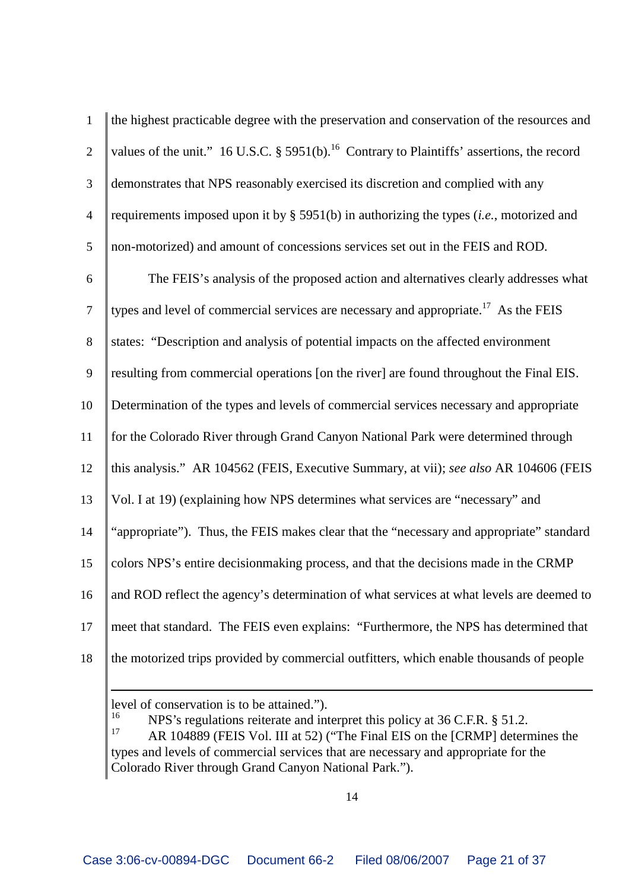the highest practicable degree with the preservation and conservation of the resources and values of the unit." 16 U.S.C. § 5951(b).[16] Contrary to Plaintiffs' assertions, the record demonstrates that NPS reasonably exercised its discretion and complied with any requirements imposed upon it by § 5951(b) in authorizing the types (*i.e.*, motorized and non-motorized) and amount of concessions services set out in the FEIS and ROD.

The FEIS's analysis of the proposed action and alternatives clearly addresses what types and level of commercial services are necessary and appropriate.[17] As the FEIS states: "Description and analysis of potential impacts on the affected environment resulting from commercial operations [on the river] are found throughout the Final EIS. Determination of the types and levels of commercial services necessary and appropriate for the Colorado River through Grand Canyon National Park were determined through this analysis." AR 104562 (FEIS, Executive Summary, at vii); *see also* AR 104606 (FEIS Vol. I at 19) (explaining how NPS determines what services are "necessary" and "appropriate"). Thus, the FEIS makes clear that the "necessary and appropriate" standard colors NPS's entire decisionmaking process, and that the decisions made in the CRMP and ROD reflect the agency's determination of what services at what levels are deemed to meet that standard. The FEIS even explains: "Furthermore, the NPS has determined that the motorized trips provided by commercial outfitters, which enable thousands of people

---

level of conservation is to be attained.").

[16] NPS's regulations reiterate and interpret this policy at 36 C.F.R. § 51.2.

[17] AR 104889 (FEIS Vol. III at 52) ("The Final EIS on the [CRMP] determines the types and levels of commercial services that are necessary and appropriate for the Colorado River through Grand Canyon National Park.").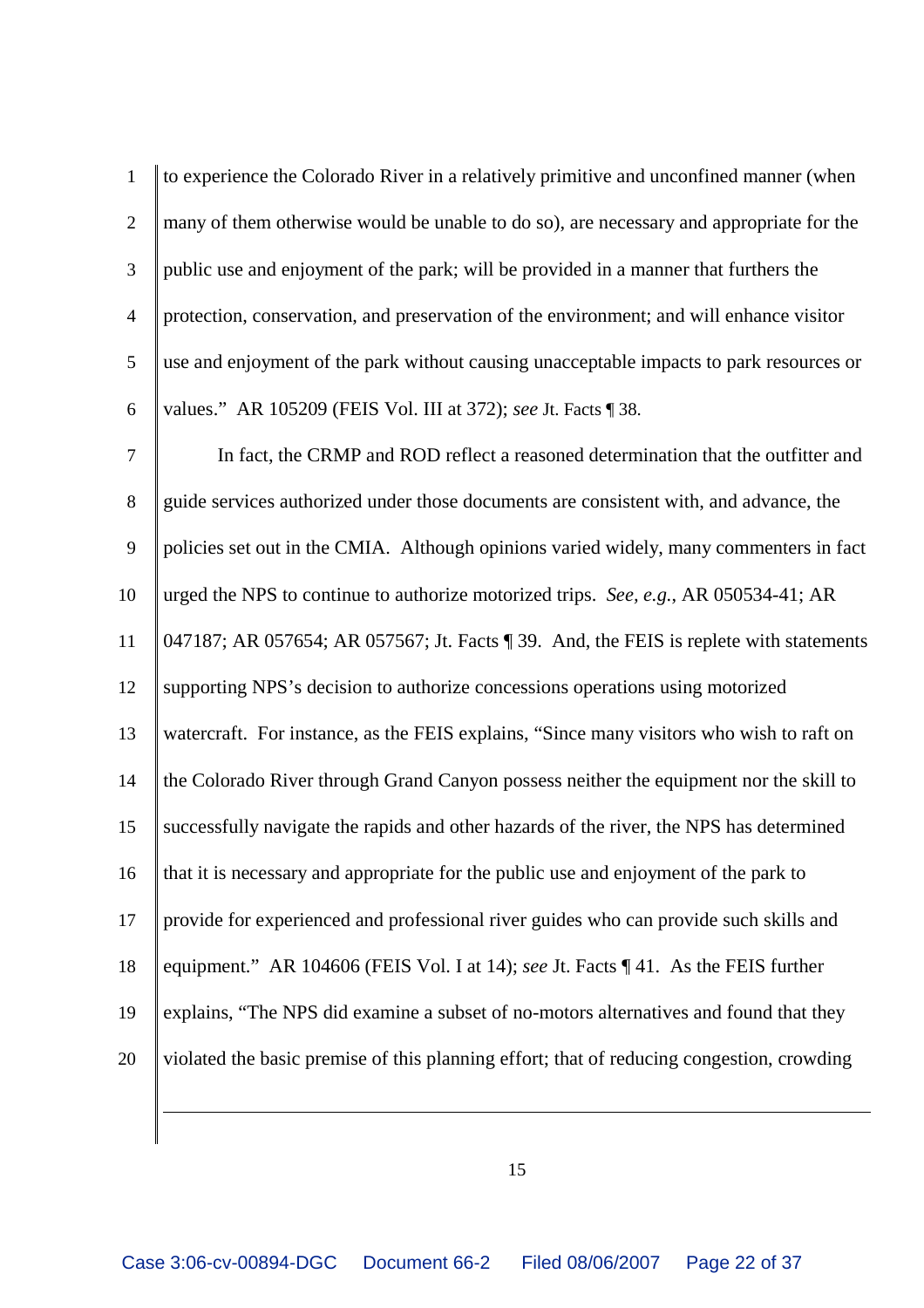to experience the Colorado River in a relatively primitive and unconfined manner (when many of them otherwise would be unable to do so), are necessary and appropriate for the public use and enjoyment of the park; will be provided in a manner that furthers the protection, conservation, and preservation of the environment; and will enhance visitor use and enjoyment of the park without causing unacceptable impacts to park resources or values." AR 105209 (FEIS Vol. III at 372); *see* Jt. Facts ¶ 38.

In fact, the CRMP and ROD reflect a reasoned determination that the outfitter and guide services authorized under those documents are consistent with, and advance, the policies set out in the CMIA. Although opinions varied widely, many commenters in fact urged the NPS to continue to authorize motorized trips. *See, e.g.*, AR 050534-41; AR 047187; AR 057654; AR 057567; Jt. Facts ¶ 39. And, the FEIS is replete with statements supporting NPS's decision to authorize concessions operations using motorized watercraft. For instance, as the FEIS explains, "Since many visitors who wish to raft on the Colorado River through Grand Canyon possess neither the equipment nor the skill to successfully navigate the rapids and other hazards of the river, the NPS has determined that it is necessary and appropriate for the public use and enjoyment of the park to provide for experienced and professional river guides who can provide such skills and equipment." AR 104606 (FEIS Vol. I at 14); *see* Jt. Facts ¶ 41. As the FEIS further explains, "The NPS did examine a subset of no-motors alternatives and found that they violated the basic premise of this planning effort; that of reducing congestion, crowding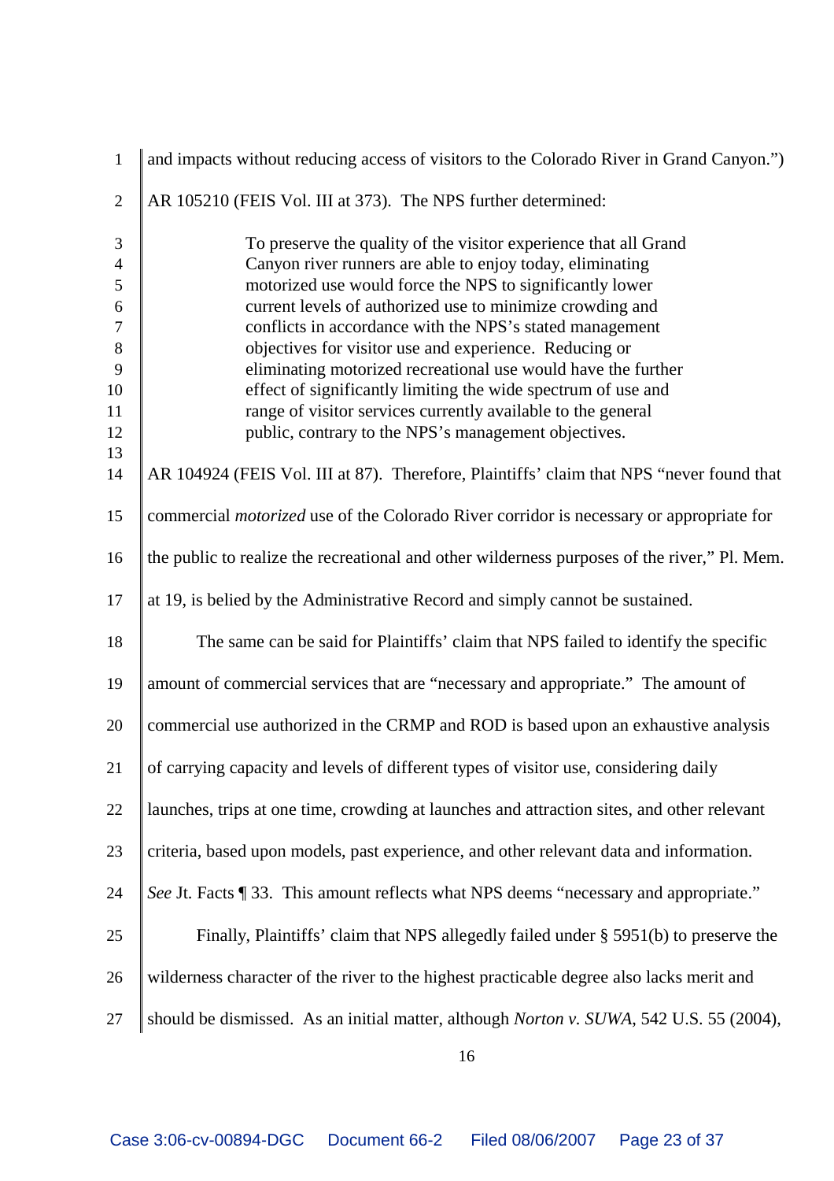and impacts without reducing access of visitors to the Colorado River in Grand Canyon.") AR 105210 (FEIS Vol. III at 373). The NPS further determined:

> To preserve the quality of the visitor experience that all Grand Canyon river runners are able to enjoy today, eliminating motorized use would force the NPS to significantly lower current levels of authorized use to minimize crowding and conflicts in accordance with the NPS's stated management objectives for visitor use and experience. Reducing or eliminating motorized recreational use would have the further effect of significantly limiting the wide spectrum of use and range of visitor services currently available to the general public, contrary to the NPS's management objectives.

AR 104924 (FEIS Vol. III at 87). Therefore, Plaintiffs' claim that NPS "never found that commercial *motorized* use of the Colorado River corridor is necessary or appropriate for the public to realize the recreational and other wilderness purposes of the river," Pl. Mem. at 19, is belied by the Administrative Record and simply cannot be sustained.

The same can be said for Plaintiffs' claim that NPS failed to identify the specific amount of commercial services that are "necessary and appropriate." The amount of commercial use authorized in the CRMP and ROD is based upon an exhaustive analysis of carrying capacity and levels of different types of visitor use, considering daily launches, trips at one time, crowding at launches and attraction sites, and other relevant criteria, based upon models, past experience, and other relevant data and information. *See* Jt. Facts ¶ 33. This amount reflects what NPS deems "necessary and appropriate."

Finally, Plaintiffs' claim that NPS allegedly failed under § 5951(b) to preserve the wilderness character of the river to the highest practicable degree also lacks merit and should be dismissed. As an initial matter, although *Norton v. SUWA*, 542 U.S. 55 (2004),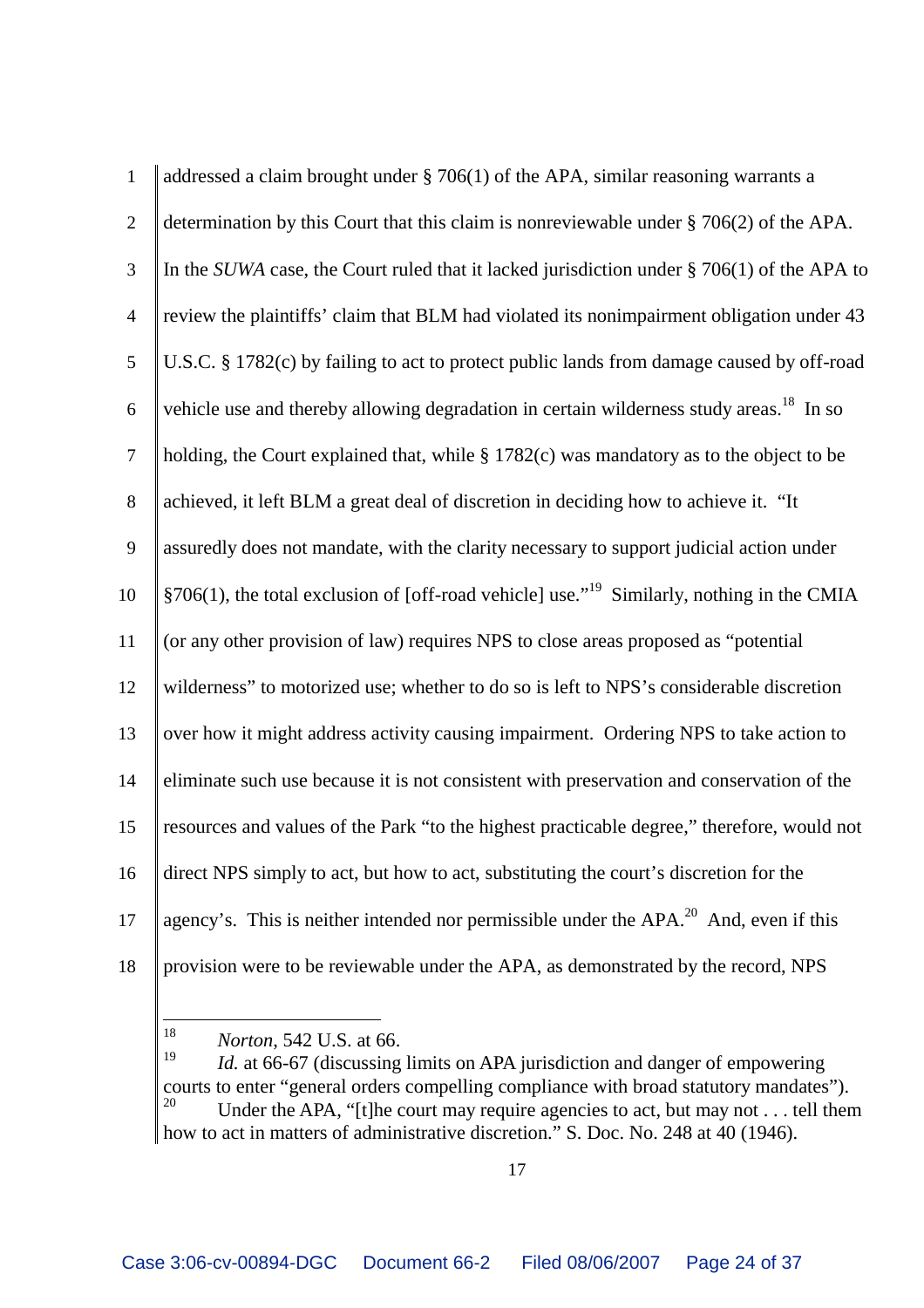addressed a claim brought under § 706(1) of the APA, similar reasoning warrants a determination by this Court that this claim is nonreviewable under § 706(2) of the APA. In the *SUWA* case, the Court ruled that it lacked jurisdiction under § 706(1) of the APA to review the plaintiffs' claim that BLM had violated its nonimpairment obligation under 43 U.S.C. § 1782(c) by failing to act to protect public lands from damage caused by off-road vehicle use and thereby allowing degradation in certain wilderness study areas.[18] In so holding, the Court explained that, while § 1782(c) was mandatory as to the object to be achieved, it left BLM a great deal of discretion in deciding how to achieve it. "It assuredly does not mandate, with the clarity necessary to support judicial action under §706(1), the total exclusion of [off-road vehicle] use."[19] Similarly, nothing in the CMIA (or any other provision of law) requires NPS to close areas proposed as "potential wilderness" to motorized use; whether to do so is left to NPS's considerable discretion over how it might address activity causing impairment. Ordering NPS to take action to eliminate such use because it is not consistent with preservation and conservation of the resources and values of the Park "to the highest practicable degree," therefore, would not direct NPS simply to act, but how to act, substituting the court's discretion for the agency's. This is neither intended nor permissible under the APA.[20] And, even if this provision were to be reviewable under the APA, as demonstrated by the record, NPS

---

[18] *Norton*, 542 U.S. at 66.

[19] *Id.* at 66-67 (discussing limits on APA jurisdiction and danger of empowering courts to enter "general orders compelling compliance with broad statutory mandates").

[20] Under the APA, "[t]he court may require agencies to act, but may not . . . tell them how to act in matters of administrative discretion." S. Doc. No. 248 at 40 (1946).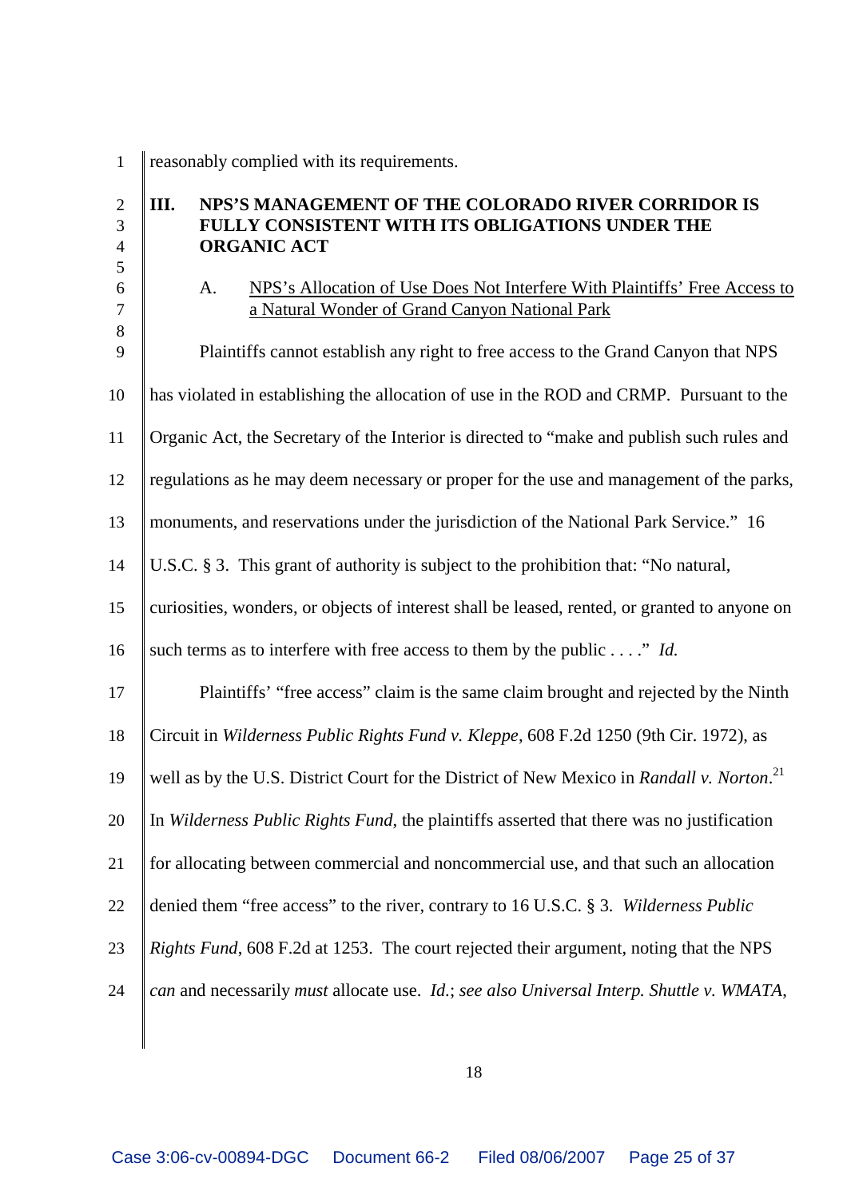reasonably complied with its requirements.

## III. NPS'S MANAGEMENT OF THE COLORADO RIVER CORRIDOR IS FULLY CONSISTENT WITH ITS OBLIGATIONS UNDER THE ORGANIC ACT

### A. NPS's Allocation of Use Does Not Interfere With Plaintiffs' Free Access to a Natural Wonder of Grand Canyon National Park

Plaintiffs cannot establish any right to free access to the Grand Canyon that NPS has violated in establishing the allocation of use in the ROD and CRMP. Pursuant to the Organic Act, the Secretary of the Interior is directed to "make and publish such rules and regulations as he may deem necessary or proper for the use and management of the parks, monuments, and reservations under the jurisdiction of the National Park Service." 16 U.S.C. § 3. This grant of authority is subject to the prohibition that: "No natural, curiosities, wonders, or objects of interest shall be leased, rented, or granted to anyone on such terms as to interfere with free access to them by the public . . . ." *Id.*

Plaintiffs' "free access" claim is the same claim brought and rejected by the Ninth Circuit in *Wilderness Public Rights Fund v. Kleppe*, 608 F.2d 1250 (9th Cir. 1972), as well as by the U.S. District Court for the District of New Mexico in *Randall v. Norton*.[21] In *Wilderness Public Rights Fund*, the plaintiffs asserted that there was no justification for allocating between commercial and noncommercial use, and that such an allocation denied them "free access" to the river, contrary to 16 U.S.C. § 3. *Wilderness Public Rights Fund*, 608 F.2d at 1253. The court rejected their argument, noting that the NPS *can* and necessarily *must* allocate use. *Id.*; *see also Universal Interp. Shuttle v. WMATA*,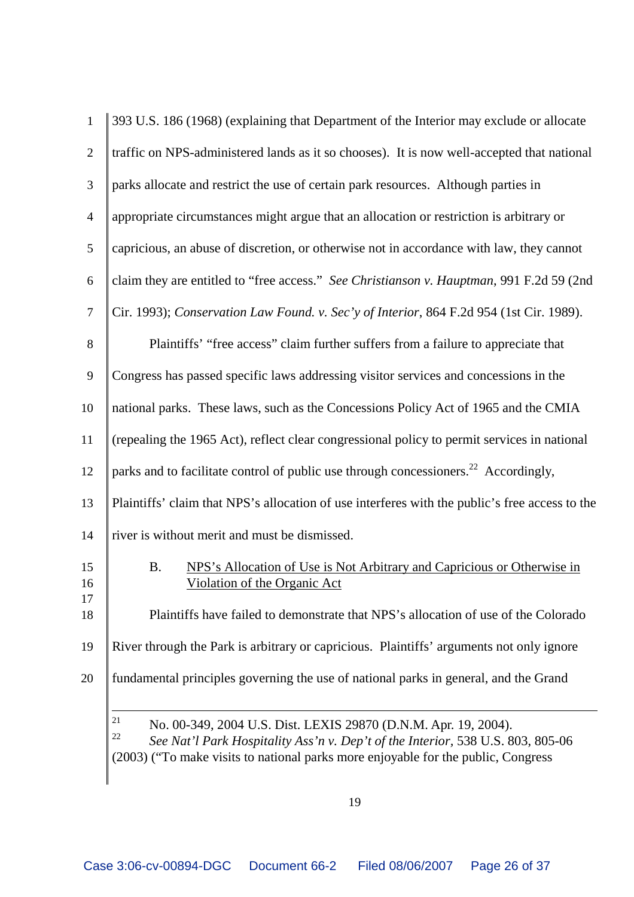393 U.S. 186 (1968) (explaining that Department of the Interior may exclude or allocate traffic on NPS-administered lands as it so chooses). It is now well-accepted that national parks allocate and restrict the use of certain park resources. Although parties in appropriate circumstances might argue that an allocation or restriction is arbitrary or capricious, an abuse of discretion, or otherwise not in accordance with law, they cannot claim they are entitled to "free access." *See Christianson v. Hauptman*, 991 F.2d 59 (2nd Cir. 1993); *Conservation Law Found. v. Sec'y of Interior*, 864 F.2d 954 (1st Cir. 1989).

Plaintiffs' "free access" claim further suffers from a failure to appreciate that Congress has passed specific laws addressing visitor services and concessions in the national parks. These laws, such as the Concessions Policy Act of 1965 and the CMIA (repealing the 1965 Act), reflect clear congressional policy to permit services in national parks and to facilitate control of public use through concessioners.[22] Accordingly, Plaintiffs' claim that NPS's allocation of use interferes with the public's free access to the river is without merit and must be dismissed.

B. <u>NPS's Allocation of Use is Not Arbitrary and Capricious or Otherwise in Violation of the Organic Act</u>

Plaintiffs have failed to demonstrate that NPS's allocation of use of the Colorado River through the Park is arbitrary or capricious. Plaintiffs' arguments not only ignore fundamental principles governing the use of national parks in general, and the Grand

---

[21] No. 00-349, 2004 U.S. Dist. LEXIS 29870 (D.N.M. Apr. 19, 2004).

[22] *See Nat'l Park Hospitality Ass'n v. Dep't of the Interior*, 538 U.S. 803, 805-06 (2003) ("To make visits to national parks more enjoyable for the public, Congress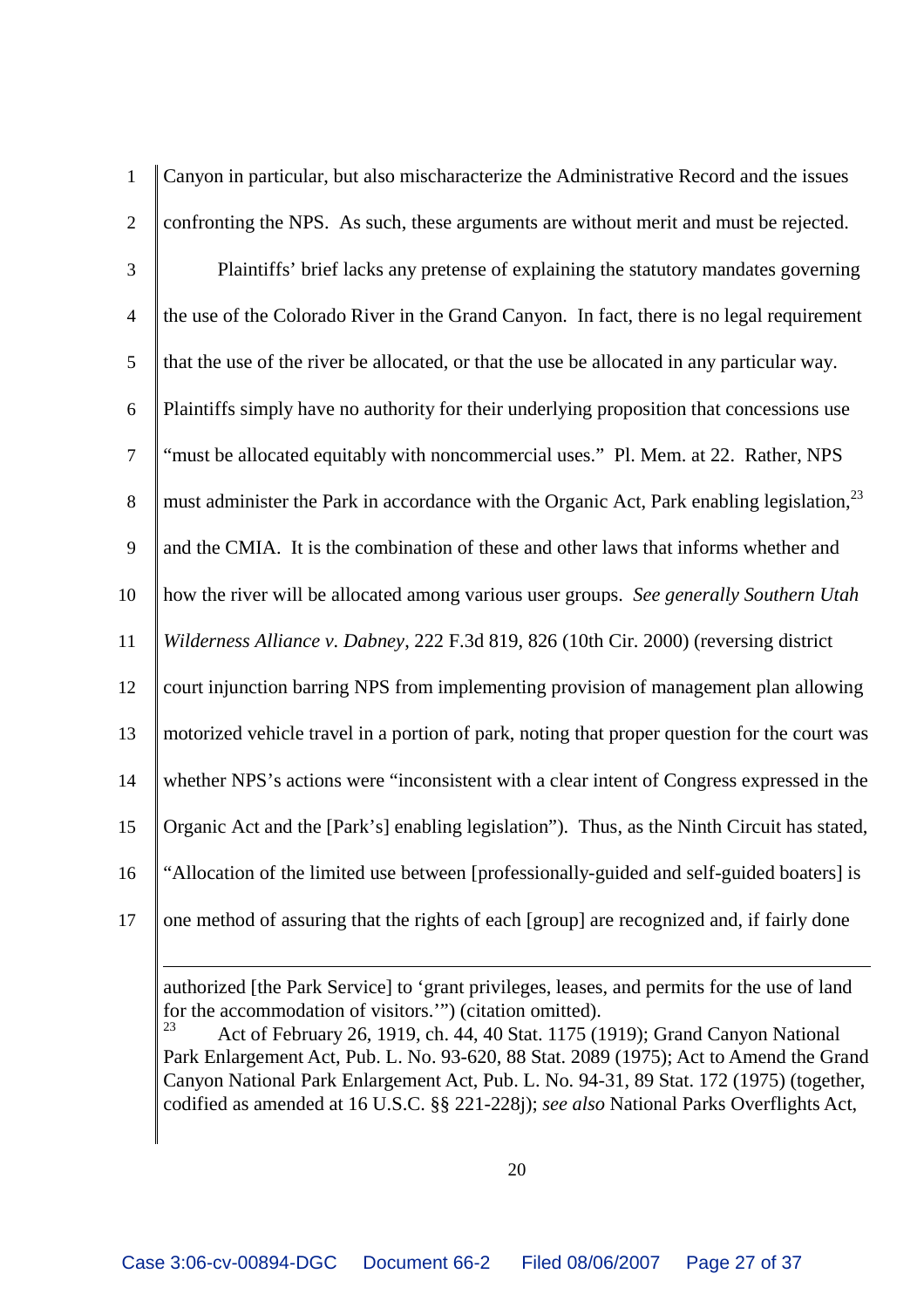Canyon in particular, but also mischaracterize the Administrative Record and the issues confronting the NPS. As such, these arguments are without merit and must be rejected.

Plaintiffs' brief lacks any pretense of explaining the statutory mandates governing the use of the Colorado River in the Grand Canyon. In fact, there is no legal requirement that the use of the river be allocated, or that the use be allocated in any particular way. Plaintiffs simply have no authority for their underlying proposition that concessions use "must be allocated equitably with noncommercial uses." Pl. Mem. at 22. Rather, NPS must administer the Park in accordance with the Organic Act, Park enabling legislation,[23] and the CMIA. It is the combination of these and other laws that informs whether and how the river will be allocated among various user groups. *See generally Southern Utah Wilderness Alliance v. Dabney*, 222 F.3d 819, 826 (10th Cir. 2000) (reversing district court injunction barring NPS from implementing provision of management plan allowing motorized vehicle travel in a portion of park, noting that proper question for the court was whether NPS's actions were "inconsistent with a clear intent of Congress expressed in the Organic Act and the [Park's] enabling legislation"). Thus, as the Ninth Circuit has stated, "Allocation of the limited use between [professionally-guided and self-guided boaters] is one method of assuring that the rights of each [group] are recognized and, if fairly done

---

authorized [the Park Service] to 'grant privileges, leases, and permits for the use of land for the accommodation of visitors.'") (citation omitted).

[23] Act of February 26, 1919, ch. 44, 40 Stat. 1175 (1919); Grand Canyon National Park Enlargement Act, Pub. L. No. 93-620, 88 Stat. 2089 (1975); Act to Amend the Grand Canyon National Park Enlargement Act, Pub. L. No. 94-31, 89 Stat. 172 (1975) (together, codified as amended at 16 U.S.C. §§ 221-228j); *see also* National Parks Overflights Act,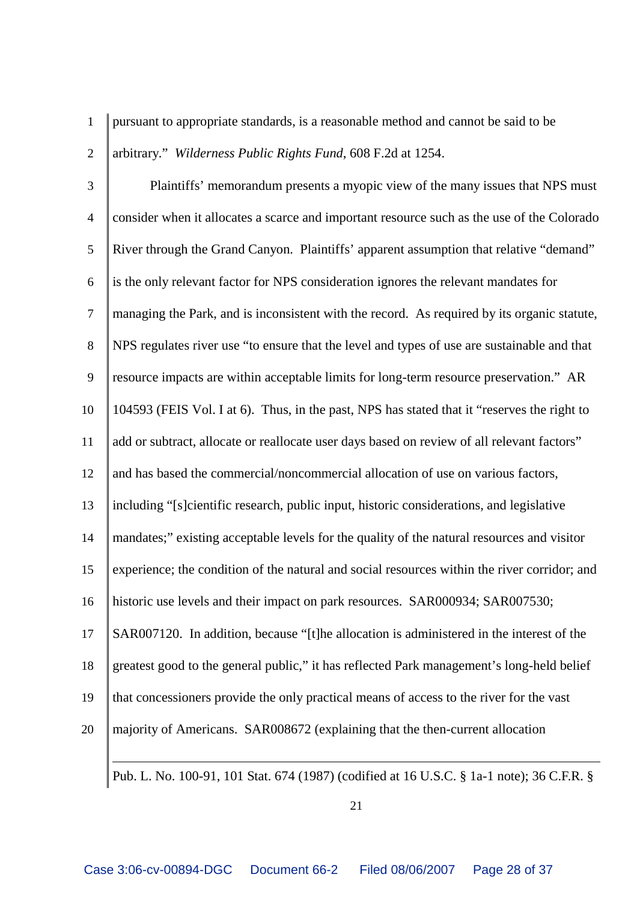pursuant to appropriate standards, is a reasonable method and cannot be said to be arbitrary." *Wilderness Public Rights Fund*, 608 F.2d at 1254.

Plaintiffs' memorandum presents a myopic view of the many issues that NPS must consider when it allocates a scarce and important resource such as the use of the Colorado River through the Grand Canyon. Plaintiffs' apparent assumption that relative "demand" is the only relevant factor for NPS consideration ignores the relevant mandates for managing the Park, and is inconsistent with the record. As required by its organic statute, NPS regulates river use "to ensure that the level and types of use are sustainable and that resource impacts are within acceptable limits for long-term resource preservation." AR 104593 (FEIS Vol. I at 6). Thus, in the past, NPS has stated that it "reserves the right to add or subtract, allocate or reallocate user days based on review of all relevant factors" and has based the commercial/noncommercial allocation of use on various factors, including "[s]cientific research, public input, historic considerations, and legislative mandates;" existing acceptable levels for the quality of the natural resources and visitor experience; the condition of the natural and social resources within the river corridor; and historic use levels and their impact on park resources. SAR000934; SAR007530; SAR007120. In addition, because "[t]he allocation is administered in the interest of the greatest good to the general public," it has reflected Park management's long-held belief that concessioners provide the only practical means of access to the river for the vast majority of Americans. SAR008672 (explaining that the then-current allocation

---

Pub. L. No. 100-91, 101 Stat. 674 (1987) (codified at 16 U.S.C. § 1a-1 note); 36 C.F.R. §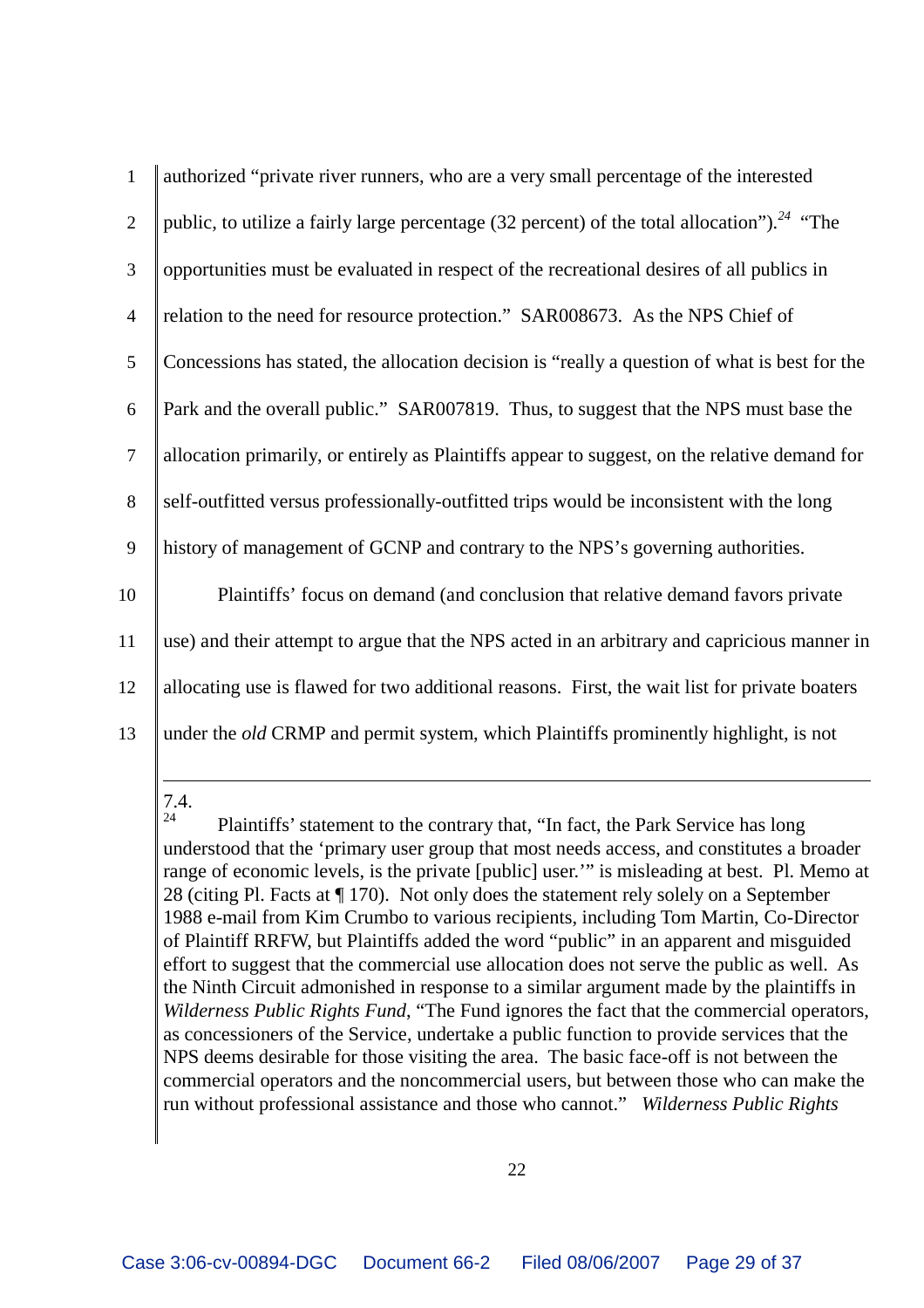authorized "private river runners, who are a very small percentage of the interested public, to utilize a fairly large percentage (32 percent) of the total allocation").[24] "The opportunities must be evaluated in respect of the recreational desires of all publics in relation to the need for resource protection." SAR008673. As the NPS Chief of Concessions has stated, the allocation decision is "really a question of what is best for the Park and the overall public." SAR007819. Thus, to suggest that the NPS must base the allocation primarily, or entirely as Plaintiffs appear to suggest, on the relative demand for self-outfitted versus professionally-outfitted trips would be inconsistent with the long history of management of GCNP and contrary to the NPS's governing authorities.

Plaintiffs' focus on demand (and conclusion that relative demand favors private use) and their attempt to argue that the NPS acted in an arbitrary and capricious manner in allocating use is flawed for two additional reasons. First, the wait list for private boaters under the *old* CRMP and permit system, which Plaintiffs prominently highlight, is not

---

7.4.

[24] Plaintiffs' statement to the contrary that, "In fact, the Park Service has long understood that the 'primary user group that most needs access, and constitutes a broader range of economic levels, is the private [public] user.'" is misleading at best. Pl. Memo at 28 (citing Pl. Facts at ¶ 170). Not only does the statement rely solely on a September 1988 e-mail from Kim Crumbo to various recipients, including Tom Martin, Co-Director of Plaintiff RRFW, but Plaintiffs added the word "public" in an apparent and misguided effort to suggest that the commercial use allocation does not serve the public as well. As the Ninth Circuit admonished in response to a similar argument made by the plaintiffs in *Wilderness Public Rights Fund*, "The Fund ignores the fact that the commercial operators, as concessioners of the Service, undertake a public function to provide services that the NPS deems desirable for those visiting the area. The basic face-off is not between the commercial operators and the noncommercial users, but between those who can make the run without professional assistance and those who cannot." *Wilderness Public Rights*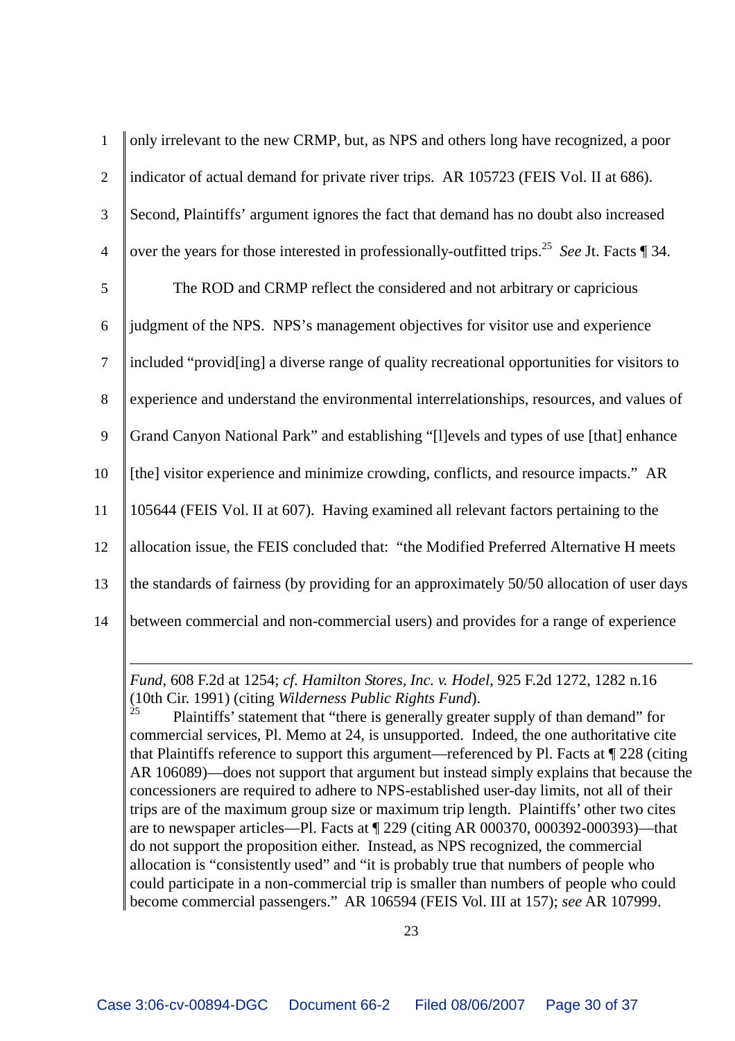only irrelevant to the new CRMP, but, as NPS and others long have recognized, a poor indicator of actual demand for private river trips. AR 105723 (FEIS Vol. II at 686). Second, Plaintiffs' argument ignores the fact that demand has no doubt also increased over the years for those interested in professionally-outfitted trips.[25] *See* Jt. Facts ¶ 34.

The ROD and CRMP reflect the considered and not arbitrary or capricious judgment of the NPS. NPS's management objectives for visitor use and experience included "provid[ing] a diverse range of quality recreational opportunities for visitors to experience and understand the environmental interrelationships, resources, and values of Grand Canyon National Park" and establishing "[l]evels and types of use [that] enhance [the] visitor experience and minimize crowding, conflicts, and resource impacts." AR 105644 (FEIS Vol. II at 607). Having examined all relevant factors pertaining to the allocation issue, the FEIS concluded that: "the Modified Preferred Alternative H meets the standards of fairness (by providing for an approximately 50/50 allocation of user days between commercial and non-commercial users) and provides for a range of experience

---

*Fund*, 608 F.2d at 1254; *cf. Hamilton Stores, Inc. v. Hodel*, 925 F.2d 1272, 1282 n.16 (10th Cir. 1991) (citing *Wilderness Public Rights Fund*).

[25] Plaintiffs' statement that "there is generally greater supply of than demand" for commercial services, Pl. Memo at 24, is unsupported. Indeed, the one authoritative cite that Plaintiffs reference to support this argument—referenced by Pl. Facts at ¶ 228 (citing AR 106089)—does not support that argument but instead simply explains that because the concessioners are required to adhere to NPS-established user-day limits, not all of their trips are of the maximum group size or maximum trip length. Plaintiffs' other two cites are to newspaper articles—Pl. Facts at ¶ 229 (citing AR 000370, 000392-000393)—that do not support the proposition either. Instead, as NPS recognized, the commercial allocation is "consistently used" and "it is probably true that numbers of people who could participate in a non-commercial trip is smaller than numbers of people who could become commercial passengers." AR 106594 (FEIS Vol. III at 157); *see* AR 107999.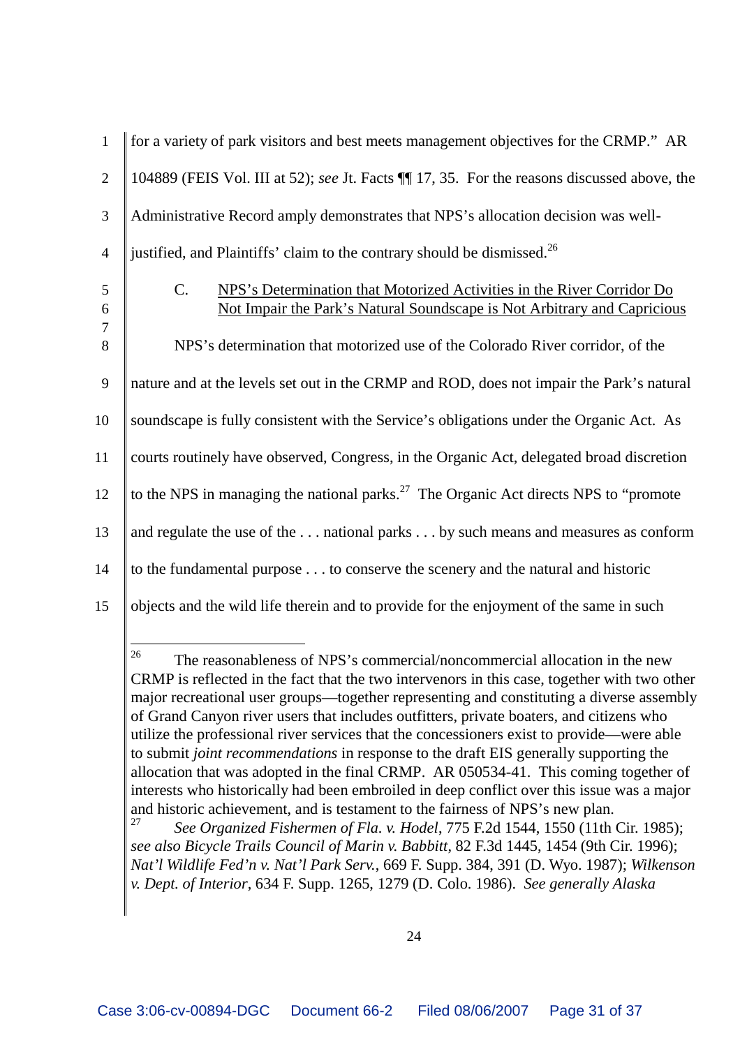for a variety of park visitors and best meets management objectives for the CRMP." AR 104889 (FEIS Vol. III at 52); *see* Jt. Facts ¶¶ 17, 35. For the reasons discussed above, the Administrative Record amply demonstrates that NPS's allocation decision was well-justified, and Plaintiffs' claim to the contrary should be dismissed.[26]

C. <u>NPS's Determination that Motorized Activities in the River Corridor Do Not Impair the Park's Natural Soundscape is Not Arbitrary and Capricious</u>

NPS's determination that motorized use of the Colorado River corridor, of the nature and at the levels set out in the CRMP and ROD, does not impair the Park's natural soundscape is fully consistent with the Service's obligations under the Organic Act. As courts routinely have observed, Congress, in the Organic Act, delegated broad discretion to the NPS in managing the national parks.[27] The Organic Act directs NPS to "promote and regulate the use of the . . . national parks . . . by such means and measures as conform to the fundamental purpose . . . to conserve the scenery and the natural and historic objects and the wild life therein and to provide for the enjoyment of the same in such

---

[26] The reasonableness of NPS's commercial/noncommercial allocation in the new CRMP is reflected in the fact that the two intervenors in this case, together with two other major recreational user groups—together representing and constituting a diverse assembly of Grand Canyon river users that includes outfitters, private boaters, and citizens who utilize the professional river services that the concessioners exist to provide—were able to submit *joint recommendations* in response to the draft EIS generally supporting the allocation that was adopted in the final CRMP. AR 050534-41. This coming together of interests who historically had been embroiled in deep conflict over this issue was a major and historic achievement, and is testament to the fairness of NPS's new plan.

[27] *See Organized Fishermen of Fla. v. Hodel*, 775 F.2d 1544, 1550 (11th Cir. 1985); *see also Bicycle Trails Council of Marin v. Babbitt*, 82 F.3d 1445, 1454 (9th Cir. 1996); *Nat'l Wildlife Fed'n v. Nat'l Park Serv.*, 669 F. Supp. 384, 391 (D. Wyo. 1987); *Wilkenson v. Dept. of Interior*, 634 F. Supp. 1265, 1279 (D. Colo. 1986). *See generally Alaska*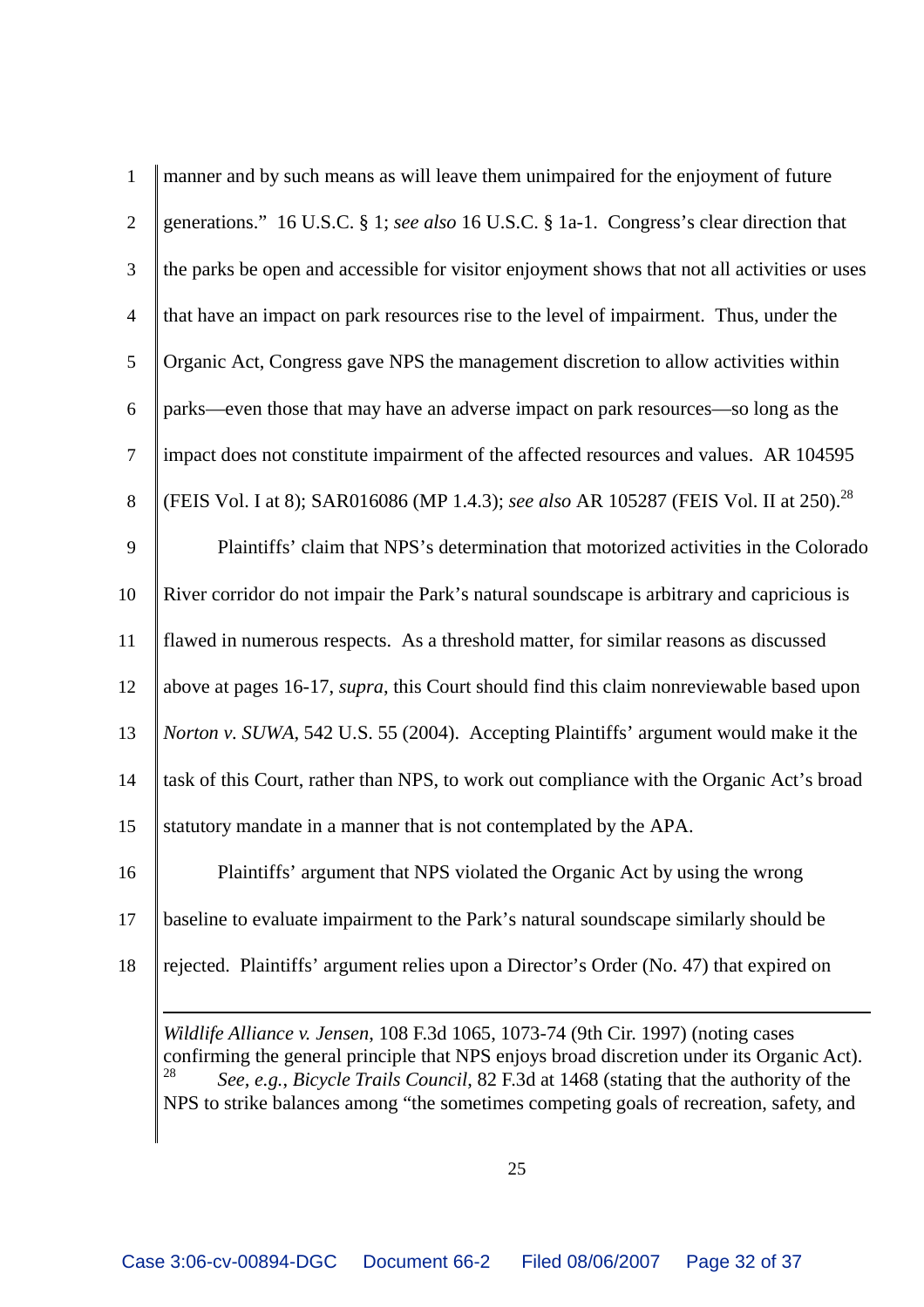manner and by such means as will leave them unimpaired for the enjoyment of future generations." 16 U.S.C. § 1; *see also* 16 U.S.C. § 1a-1. Congress's clear direction that the parks be open and accessible for visitor enjoyment shows that not all activities or uses that have an impact on park resources rise to the level of impairment. Thus, under the Organic Act, Congress gave NPS the management discretion to allow activities within parks—even those that may have an adverse impact on park resources—so long as the impact does not constitute impairment of the affected resources and values. AR 104595 (FEIS Vol. I at 8); SAR016086 (MP 1.4.3); *see also* AR 105287 (FEIS Vol. II at 250).[28]

Plaintiffs' claim that NPS's determination that motorized activities in the Colorado River corridor do not impair the Park's natural soundscape is arbitrary and capricious is flawed in numerous respects. As a threshold matter, for similar reasons as discussed above at pages 16-17, *supra*, this Court should find this claim nonreviewable based upon *Norton v. SUWA*, 542 U.S. 55 (2004). Accepting Plaintiffs' argument would make it the task of this Court, rather than NPS, to work out compliance with the Organic Act's broad statutory mandate in a manner that is not contemplated by the APA.

Plaintiffs' argument that NPS violated the Organic Act by using the wrong baseline to evaluate impairment to the Park's natural soundscape similarly should be rejected. Plaintiffs' argument relies upon a Director's Order (No. 47) that expired on

---

*Wildlife Alliance v. Jensen*, 108 F.3d 1065, 1073-74 (9th Cir. 1997) (noting cases confirming the general principle that NPS enjoys broad discretion under its Organic Act).

[28] *See, e.g.*, *Bicycle Trails Council*, 82 F.3d at 1468 (stating that the authority of the NPS to strike balances among "the sometimes competing goals of recreation, safety, and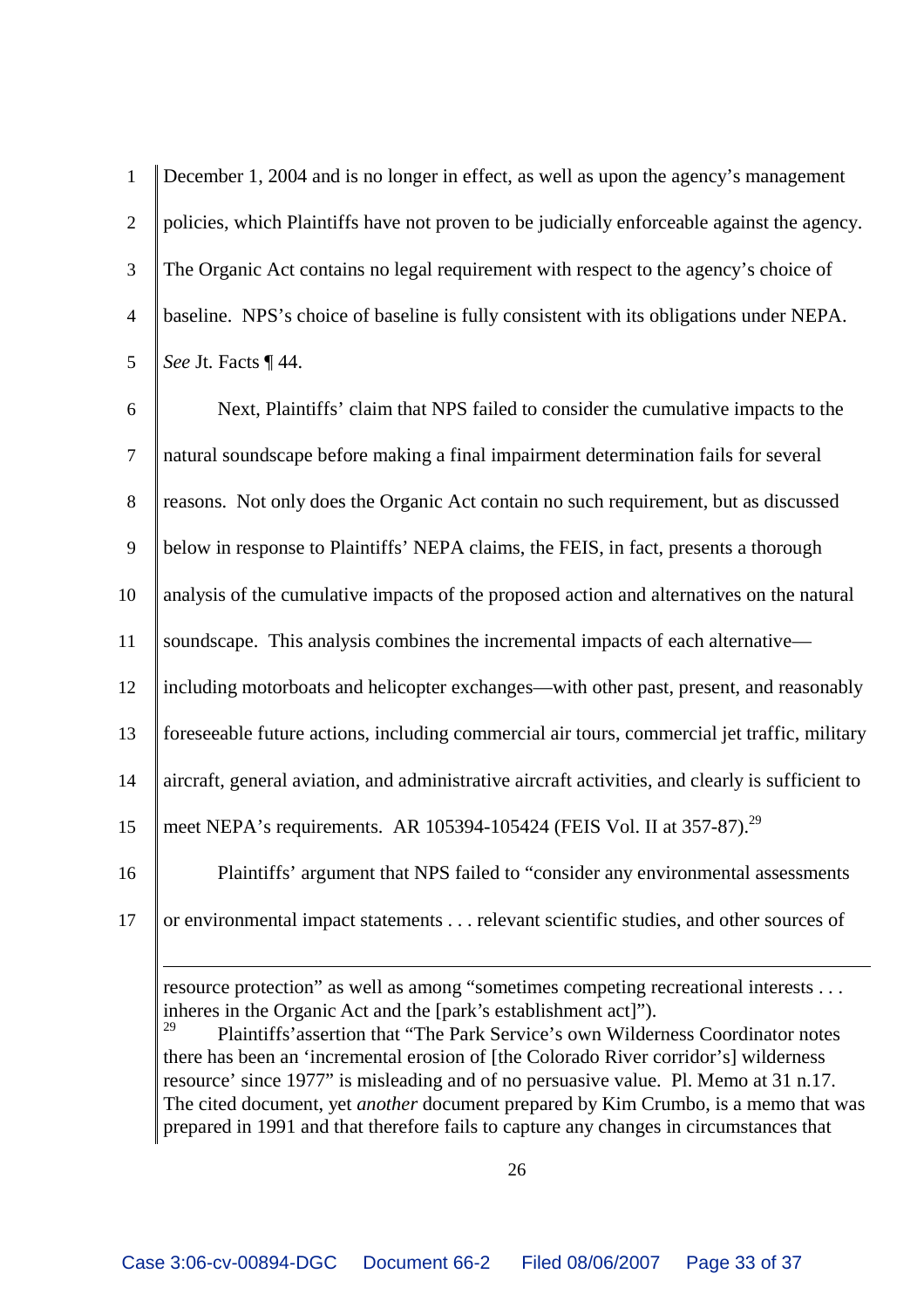December 1, 2004 and is no longer in effect, as well as upon the agency's management policies, which Plaintiffs have not proven to be judicially enforceable against the agency. The Organic Act contains no legal requirement with respect to the agency's choice of baseline. NPS's choice of baseline is fully consistent with its obligations under NEPA. *See* Jt. Facts ¶ 44.

Next, Plaintiffs' claim that NPS failed to consider the cumulative impacts to the natural soundscape before making a final impairment determination fails for several reasons. Not only does the Organic Act contain no such requirement, but as discussed below in response to Plaintiffs' NEPA claims, the FEIS, in fact, presents a thorough analysis of the cumulative impacts of the proposed action and alternatives on the natural soundscape. This analysis combines the incremental impacts of each alternative—including motorboats and helicopter exchanges—with other past, present, and reasonably foreseeable future actions, including commercial air tours, commercial jet traffic, military aircraft, general aviation, and administrative aircraft activities, and clearly is sufficient to meet NEPA's requirements. AR 105394-105424 (FEIS Vol. II at 357-87).[29]

Plaintiffs' argument that NPS failed to "consider any environmental assessments or environmental impact statements . . . relevant scientific studies, and other sources of

---

resource protection" as well as among "sometimes competing recreational interests . . . inheres in the Organic Act and the [park's establishment act]").

[29] Plaintiffs'assertion that "The Park Service's own Wilderness Coordinator notes there has been an 'incremental erosion of [the Colorado River corridor's] wilderness resource' since 1977" is misleading and of no persuasive value. Pl. Memo at 31 n.17. The cited document, yet *another* document prepared by Kim Crumbo, is a memo that was prepared in 1991 and that therefore fails to capture any changes in circumstances that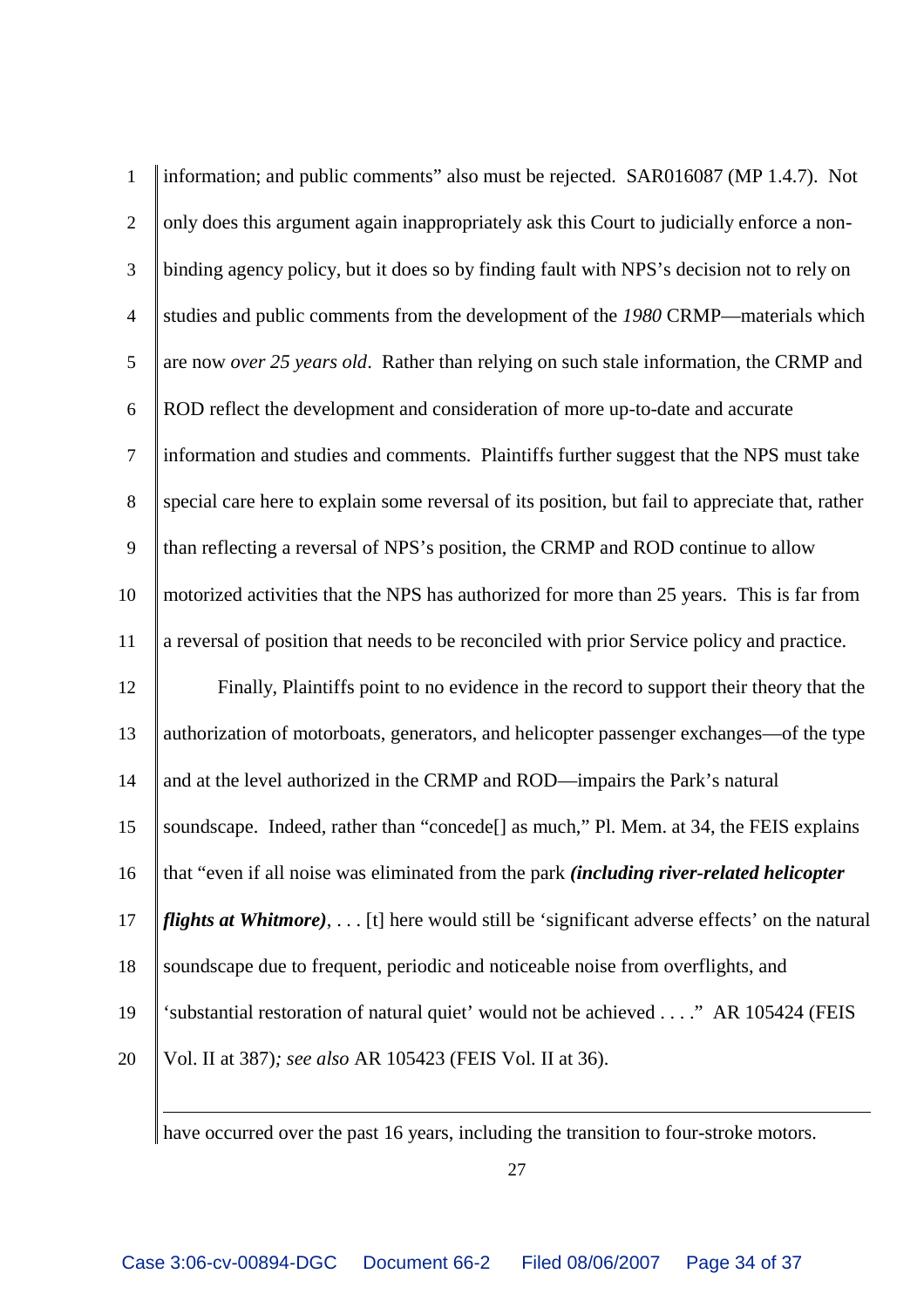information; and public comments" also must be rejected. SAR016087 (MP 1.4.7). Not only does this argument again inappropriately ask this Court to judicially enforce a non-binding agency policy, but it does so by finding fault with NPS's decision not to rely on studies and public comments from the development of the *1980* CRMP—materials which are now *over 25 years old*. Rather than relying on such stale information, the CRMP and ROD reflect the development and consideration of more up-to-date and accurate information and studies and comments. Plaintiffs further suggest that the NPS must take special care here to explain some reversal of its position, but fail to appreciate that, rather than reflecting a reversal of NPS's position, the CRMP and ROD continue to allow motorized activities that the NPS has authorized for more than 25 years. This is far from a reversal of position that needs to be reconciled with prior Service policy and practice.

Finally, Plaintiffs point to no evidence in the record to support their theory that the authorization of motorboats, generators, and helicopter passenger exchanges—of the type and at the level authorized in the CRMP and ROD—impairs the Park's natural soundscape. Indeed, rather than "concede[] as much," Pl. Mem. at 34, the FEIS explains that "even if all noise was eliminated from the park ***(including river-related helicopter flights at Whitmore)***, . . . [t] here would still be 'significant adverse effects' on the natural soundscape due to frequent, periodic and noticeable noise from overflights, and 'substantial restoration of natural quiet' would not be achieved . . . ." AR 105424 (FEIS Vol. II at 387)*; see also* AR 105423 (FEIS Vol. II at 36).

---

have occurred over the past 16 years, including the transition to four-stroke motors.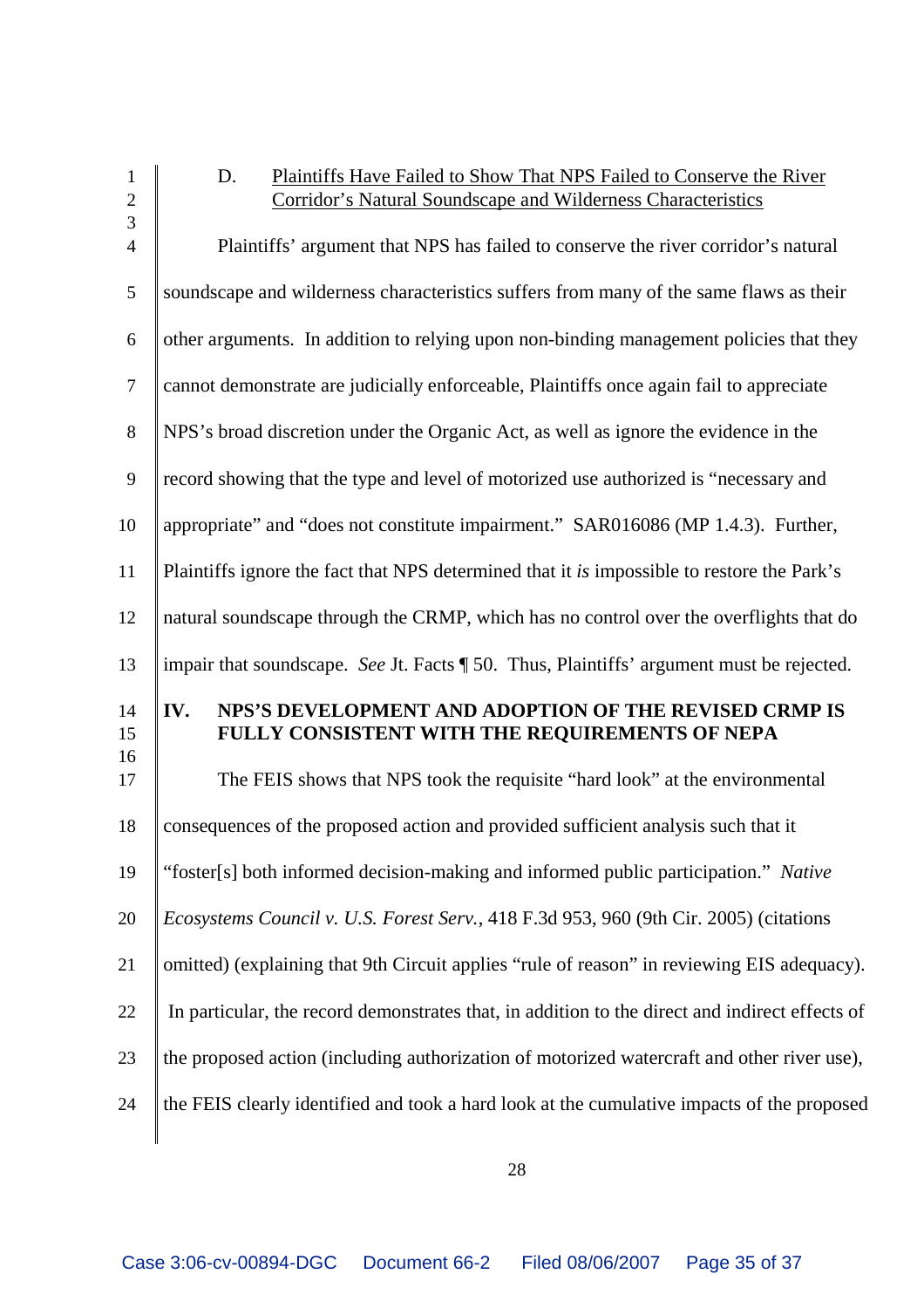D. Plaintiffs Have Failed to Show That NPS Failed to Conserve the River Corridor's Natural Soundscape and Wilderness Characteristics

Plaintiffs' argument that NPS has failed to conserve the river corridor's natural soundscape and wilderness characteristics suffers from many of the same flaws as their other arguments. In addition to relying upon non-binding management policies that they cannot demonstrate are judicially enforceable, Plaintiffs once again fail to appreciate NPS's broad discretion under the Organic Act, as well as ignore the evidence in the record showing that the type and level of motorized use authorized is "necessary and appropriate" and "does not constitute impairment." SAR016086 (MP 1.4.3). Further, Plaintiffs ignore the fact that NPS determined that it *is* impossible to restore the Park's natural soundscape through the CRMP, which has no control over the overflights that do impair that soundscape. *See* Jt. Facts ¶ 50. Thus, Plaintiffs' argument must be rejected.

## IV. NPS'S DEVELOPMENT AND ADOPTION OF THE REVISED CRMP IS FULLY CONSISTENT WITH THE REQUIREMENTS OF NEPA

The FEIS shows that NPS took the requisite "hard look" at the environmental consequences of the proposed action and provided sufficient analysis such that it "foster[s] both informed decision-making and informed public participation." *Native Ecosystems Council v. U.S. Forest Serv.*, 418 F.3d 953, 960 (9th Cir. 2005) (citations omitted) (explaining that 9th Circuit applies "rule of reason" in reviewing EIS adequacy). In particular, the record demonstrates that, in addition to the direct and indirect effects of the proposed action (including authorization of motorized watercraft and other river use), the FEIS clearly identified and took a hard look at the cumulative impacts of the proposed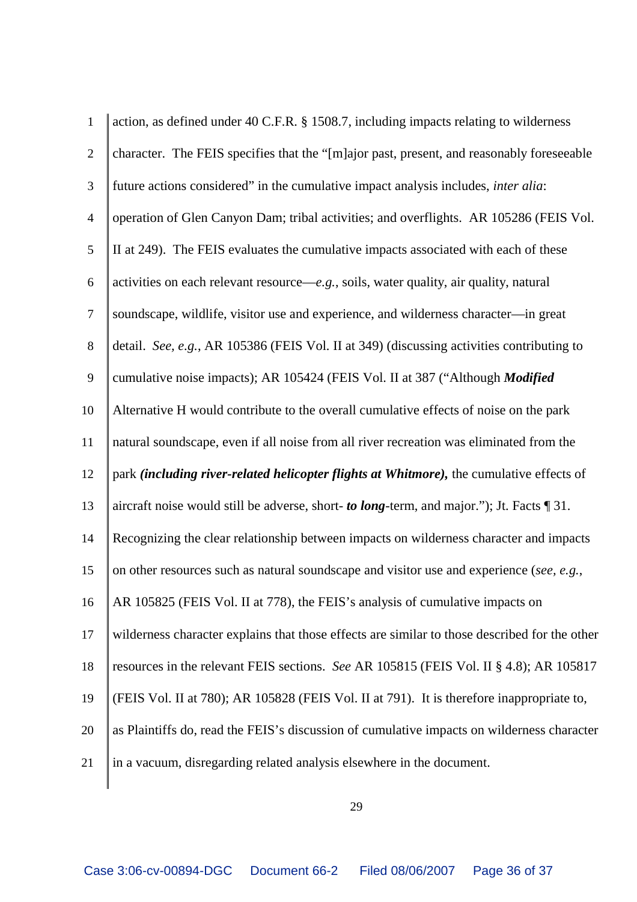action, as defined under 40 C.F.R. § 1508.7, including impacts relating to wilderness character. The FEIS specifies that the "[m]ajor past, present, and reasonably foreseeable future actions considered" in the cumulative impact analysis includes, *inter alia*: operation of Glen Canyon Dam; tribal activities; and overflights. AR 105286 (FEIS Vol. II at 249). The FEIS evaluates the cumulative impacts associated with each of these activities on each relevant resource—*e.g.*, soils, water quality, air quality, natural soundscape, wildlife, visitor use and experience, and wilderness character—in great detail. *See, e.g.*, AR 105386 (FEIS Vol. II at 349) (discussing activities contributing to cumulative noise impacts); AR 105424 (FEIS Vol. II at 387 ("Although ***Modified*** Alternative H would contribute to the overall cumulative effects of noise on the park natural soundscape, even if all noise from all river recreation was eliminated from the park ***(including river-related helicopter flights at Whitmore),*** the cumulative effects of aircraft noise would still be adverse, short- ***to long***-term, and major."); Jt. Facts ¶ 31. Recognizing the clear relationship between impacts on wilderness character and impacts on other resources such as natural soundscape and visitor use and experience (*see, e.g.*, AR 105825 (FEIS Vol. II at 778), the FEIS's analysis of cumulative impacts on wilderness character explains that those effects are similar to those described for the other resources in the relevant FEIS sections. *See* AR 105815 (FEIS Vol. II § 4.8); AR 105817 (FEIS Vol. II at 780); AR 105828 (FEIS Vol. II at 791). It is therefore inappropriate to, as Plaintiffs do, read the FEIS's discussion of cumulative impacts on wilderness character in a vacuum, disregarding related analysis elsewhere in the document.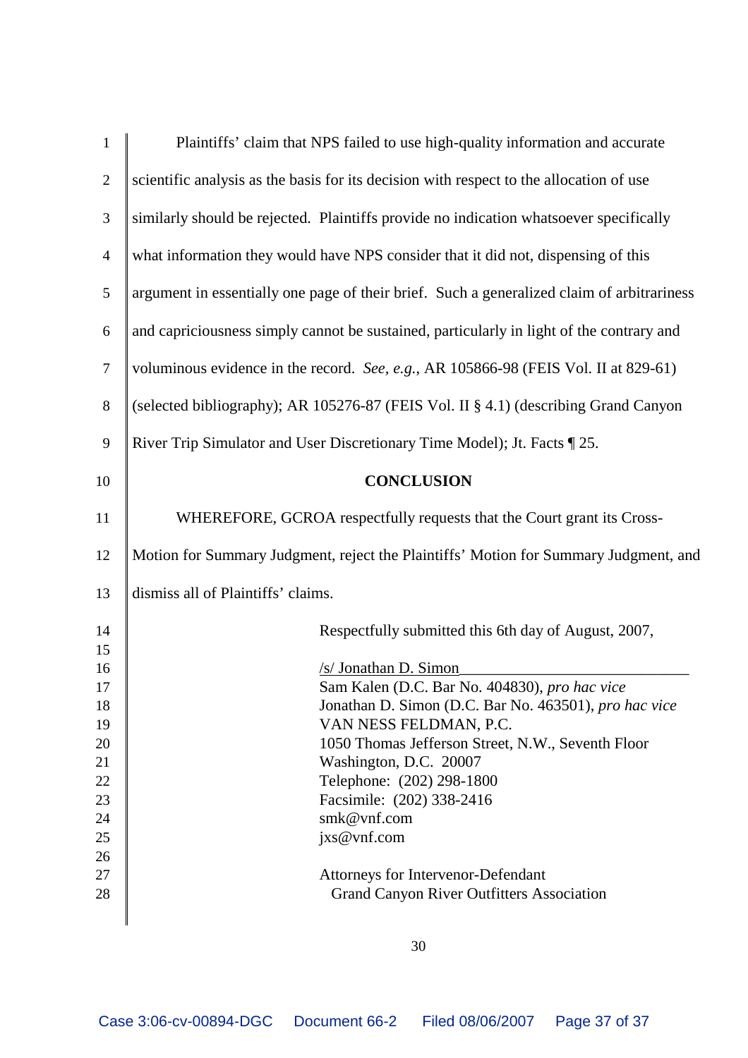Plaintiffs' claim that NPS failed to use high-quality information and accurate scientific analysis as the basis for its decision with respect to the allocation of use similarly should be rejected. Plaintiffs provide no indication whatsoever specifically what information they would have NPS consider that it did not, dispensing of this argument in essentially one page of their brief. Such a generalized claim of arbitrariness and capriciousness simply cannot be sustained, particularly in light of the contrary and voluminous evidence in the record. *See, e.g.*, AR 105866-98 (FEIS Vol. II at 829-61) (selected bibliography); AR 105276-87 (FEIS Vol. II § 4.1) (describing Grand Canyon River Trip Simulator and User Discretionary Time Model); Jt. Facts ¶ 25.

## CONCLUSION

WHEREFORE, GCROA respectfully requests that the Court grant its Cross-Motion for Summary Judgment, reject the Plaintiffs' Motion for Summary Judgment, and dismiss all of Plaintiffs' claims.

Respectfully submitted this 6th day of August, 2007,

/s/ Jonathan D. Simon
Sam Kalen (D.C. Bar No. 404830), *pro hac vice*
Jonathan D. Simon (D.C. Bar No. 463501), *pro hac vice*
VAN NESS FELDMAN, P.C.
1050 Thomas Jefferson Street, N.W., Seventh Floor
Washington, D.C. 20007
Telephone: (202) 298-1800
Facsimile: (202) 338-2416
smk@vnf.com
jxs@vnf.com

Attorneys for Intervenor-Defendant
Grand Canyon River Outfitters Association